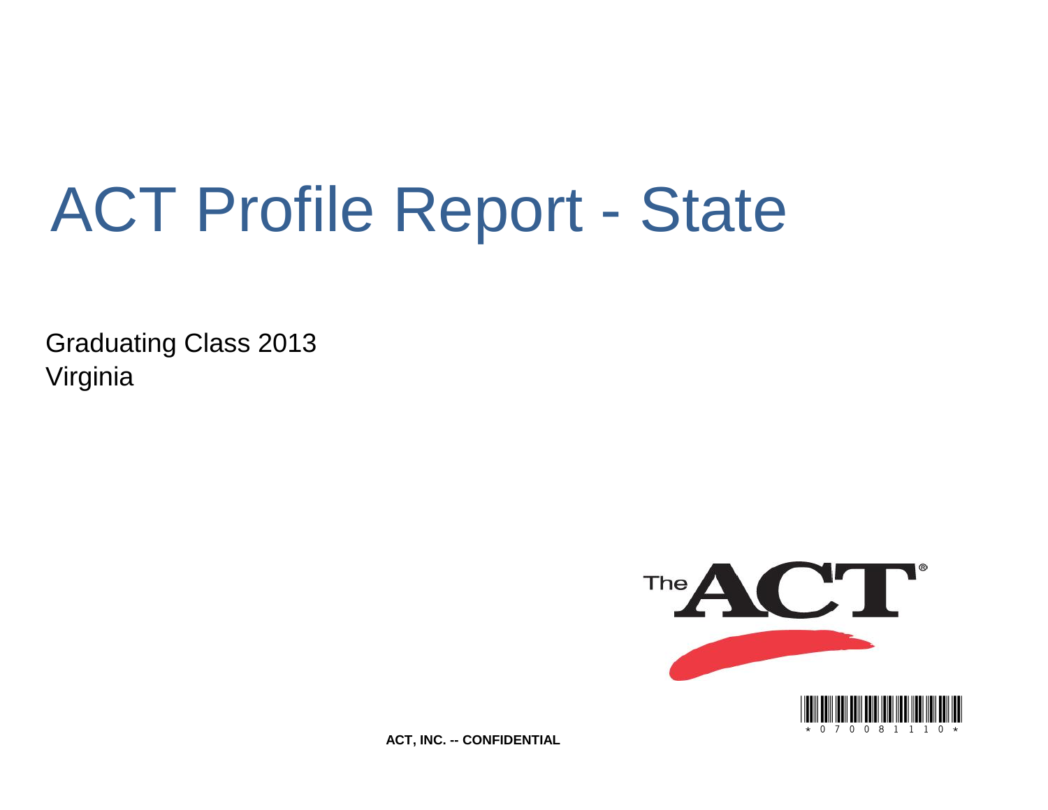# ACT Profile Report - State

Graduating Class 2013
Virginia

ACT, INC. -- CONFIDENTIAL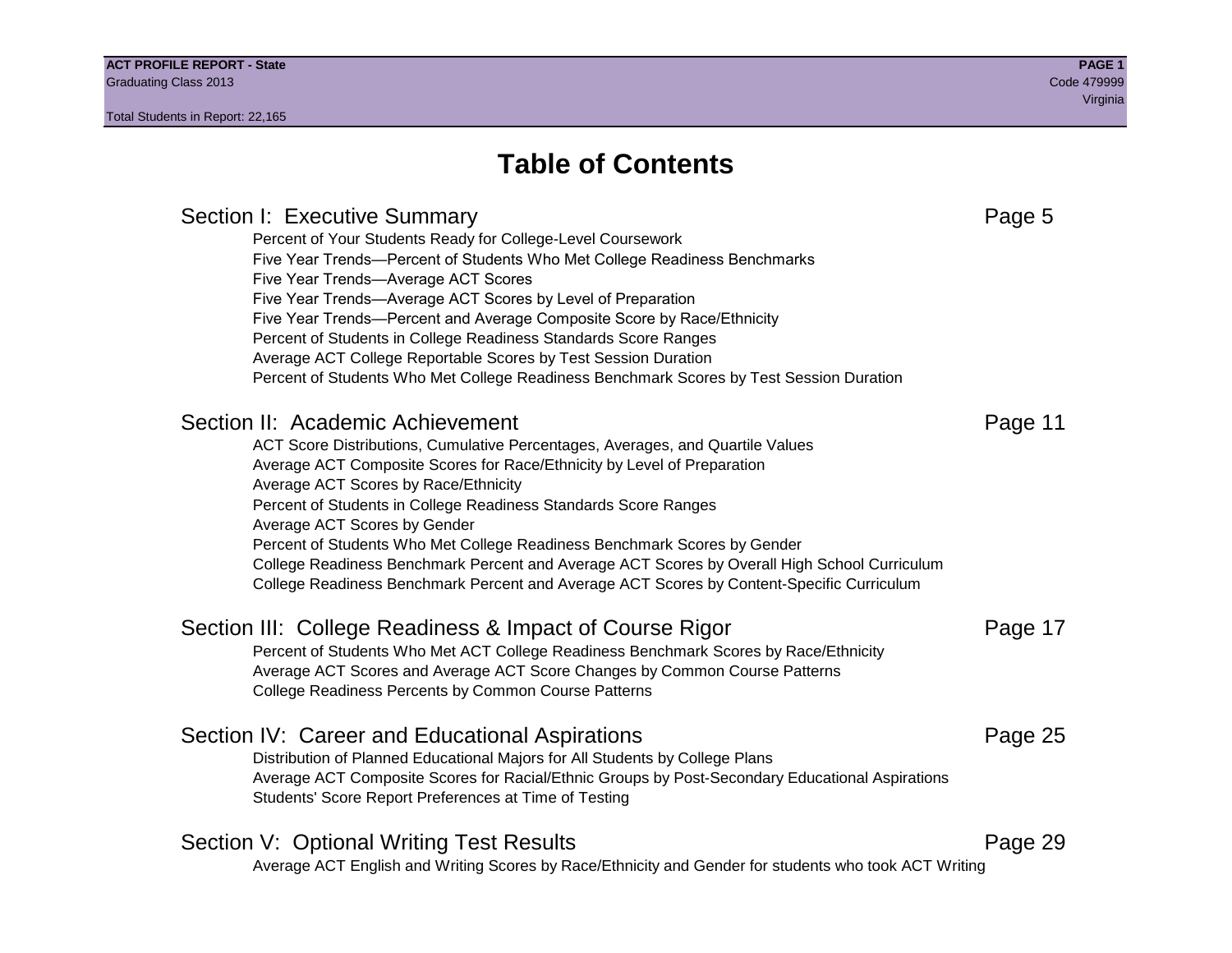# Table of Contents

## Section I: Executive Summary — Page 5

- Percent of Your Students Ready for College-Level Coursework
- Five Year Trends—Percent of Students Who Met College Readiness Benchmarks
- Five Year Trends—Average ACT Scores
- Five Year Trends—Average ACT Scores by Level of Preparation
- Five Year Trends—Percent and Average Composite Score by Race/Ethnicity
- Percent of Students in College Readiness Standards Score Ranges
- Average ACT College Reportable Scores by Test Session Duration
- Percent of Students Who Met College Readiness Benchmark Scores by Test Session Duration

## Section II: Academic Achievement — Page 11

- ACT Score Distributions, Cumulative Percentages, Averages, and Quartile Values
- Average ACT Composite Scores for Race/Ethnicity by Level of Preparation
- Average ACT Scores by Race/Ethnicity
- Percent of Students in College Readiness Standards Score Ranges
- Average ACT Scores by Gender
- Percent of Students Who Met College Readiness Benchmark Scores by Gender
- College Readiness Benchmark Percent and Average ACT Scores by Overall High School Curriculum
- College Readiness Benchmark Percent and Average ACT Scores by Content-Specific Curriculum

## Section III: College Readiness & Impact of Course Rigor — Page 17

- Percent of Students Who Met ACT College Readiness Benchmark Scores by Race/Ethnicity
- Average ACT Scores and Average ACT Score Changes by Common Course Patterns
- College Readiness Percents by Common Course Patterns

## Section IV: Career and Educational Aspirations — Page 25

- Distribution of Planned Educational Majors for All Students by College Plans
- Average ACT Composite Scores for Racial/Ethnic Groups by Post-Secondary Educational Aspirations
- Students' Score Report Preferences at Time of Testing

## Section V: Optional Writing Test Results — Page 29

- Average ACT English and Writing Scores by Race/Ethnicity and Gender for students who took ACT Writing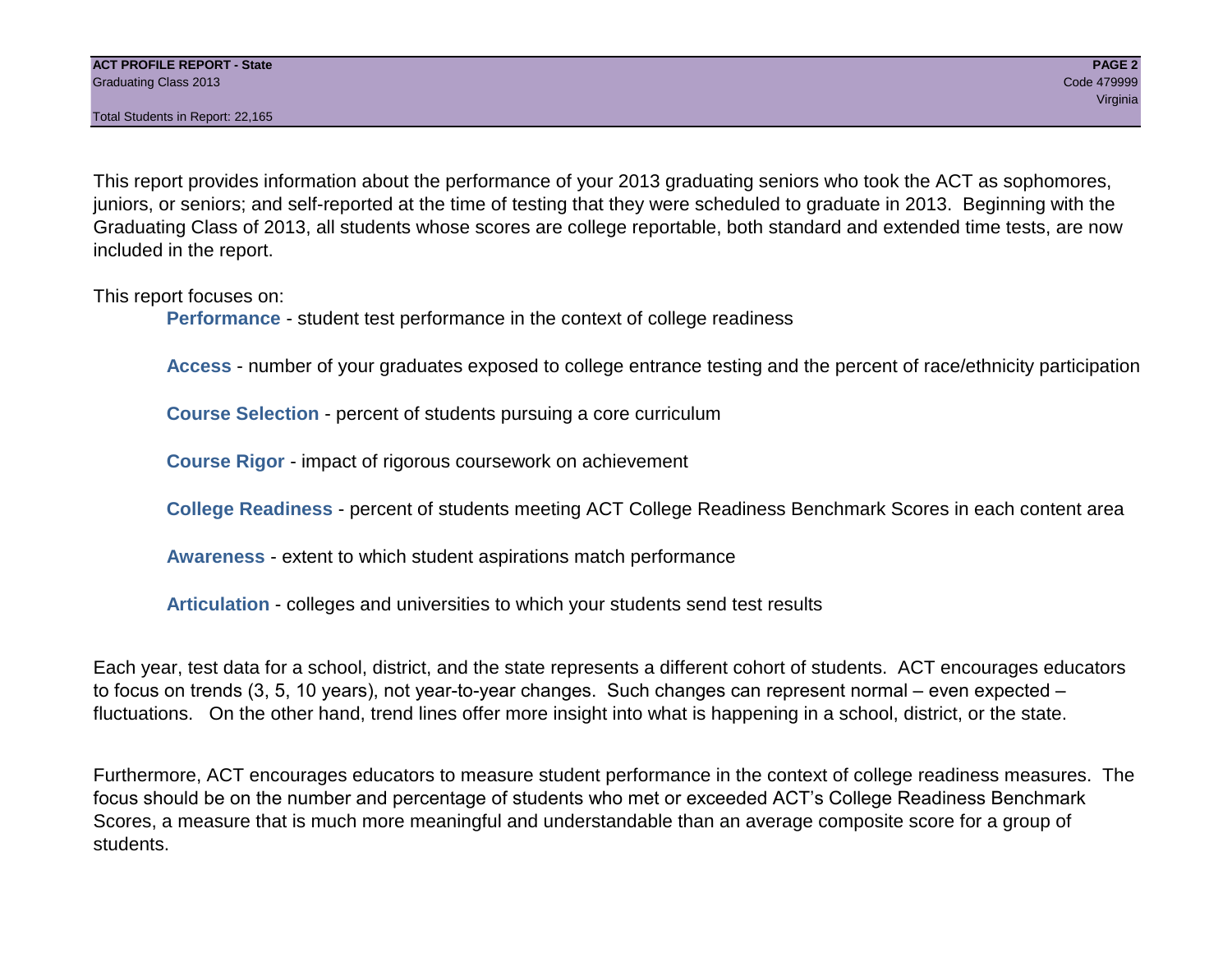This report provides information about the performance of your 2013 graduating seniors who took the ACT as sophomores, juniors, or seniors; and self-reported at the time of testing that they were scheduled to graduate in 2013. Beginning with the Graduating Class of 2013, all students whose scores are college reportable, both standard and extended time tests, are now included in the report.

This report focuses on:

- **Performance** - student test performance in the context of college readiness
- **Access** - number of your graduates exposed to college entrance testing and the percent of race/ethnicity participation
- **Course Selection** - percent of students pursuing a core curriculum
- **Course Rigor** - impact of rigorous coursework on achievement
- **College Readiness** - percent of students meeting ACT College Readiness Benchmark Scores in each content area
- **Awareness** - extent to which student aspirations match performance
- **Articulation** - colleges and universities to which your students send test results

Each year, test data for a school, district, and the state represents a different cohort of students. ACT encourages educators to focus on trends (3, 5, 10 years), not year-to-year changes. Such changes can represent normal – even expected – fluctuations. On the other hand, trend lines offer more insight into what is happening in a school, district, or the state.

Furthermore, ACT encourages educators to measure student performance in the context of college readiness measures. The focus should be on the number and percentage of students who met or exceeded ACT's College Readiness Benchmark Scores, a measure that is much more meaningful and understandable than an average composite score for a group of students.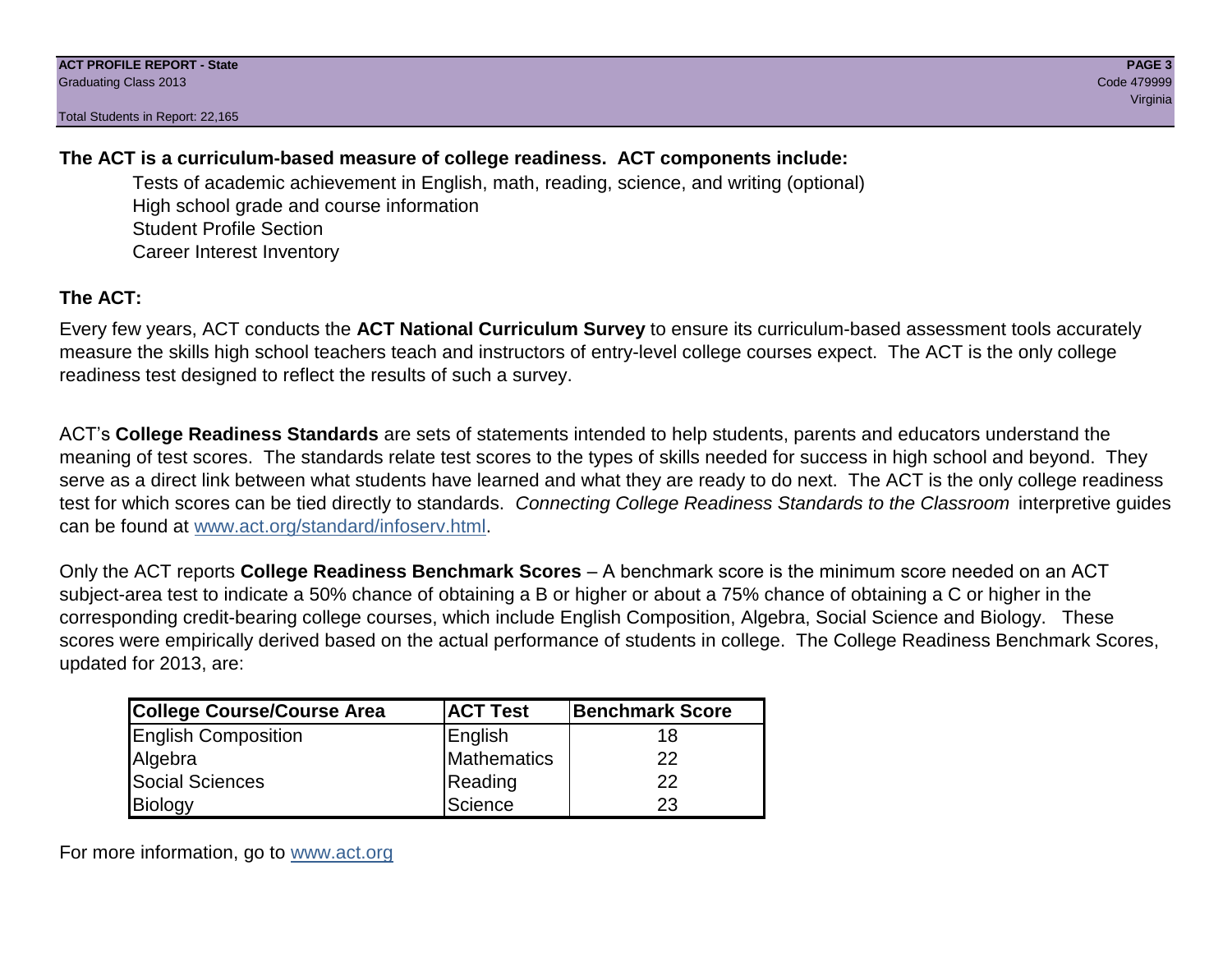**The ACT is a curriculum-based measure of college readiness. ACT components include:**

- Tests of academic achievement in English, math, reading, science, and writing (optional)
- High school grade and course information
- Student Profile Section
- Career Interest Inventory

## The ACT:

Every few years, ACT conducts the **ACT National Curriculum Survey** to ensure its curriculum-based assessment tools accurately measure the skills high school teachers teach and instructors of entry-level college courses expect. The ACT is the only college readiness test designed to reflect the results of such a survey.

ACT's **College Readiness Standards** are sets of statements intended to help students, parents and educators understand the meaning of test scores. The standards relate test scores to the types of skills needed for success in high school and beyond. They serve as a direct link between what students have learned and what they are ready to do next. The ACT is the only college readiness test for which scores can be tied directly to standards. *Connecting College Readiness Standards to the Classroom* interpretive guides can be found at www.act.org/standard/infoserv.html.

Only the ACT reports **College Readiness Benchmark Scores** – A benchmark score is the minimum score needed on an ACT subject-area test to indicate a 50% chance of obtaining a B or higher or about a 75% chance of obtaining a C or higher in the corresponding credit-bearing college courses, which include English Composition, Algebra, Social Science and Biology. These scores were empirically derived based on the actual performance of students in college. The College Readiness Benchmark Scores, updated for 2013, are:

| College Course/Course Area | ACT Test | Benchmark Score |
|---|---|---|
| English Composition | English | 18 |
| Algebra | Mathematics | 22 |
| Social Sciences | Reading | 22 |
| Biology | Science | 23 |

For more information, go to www.act.org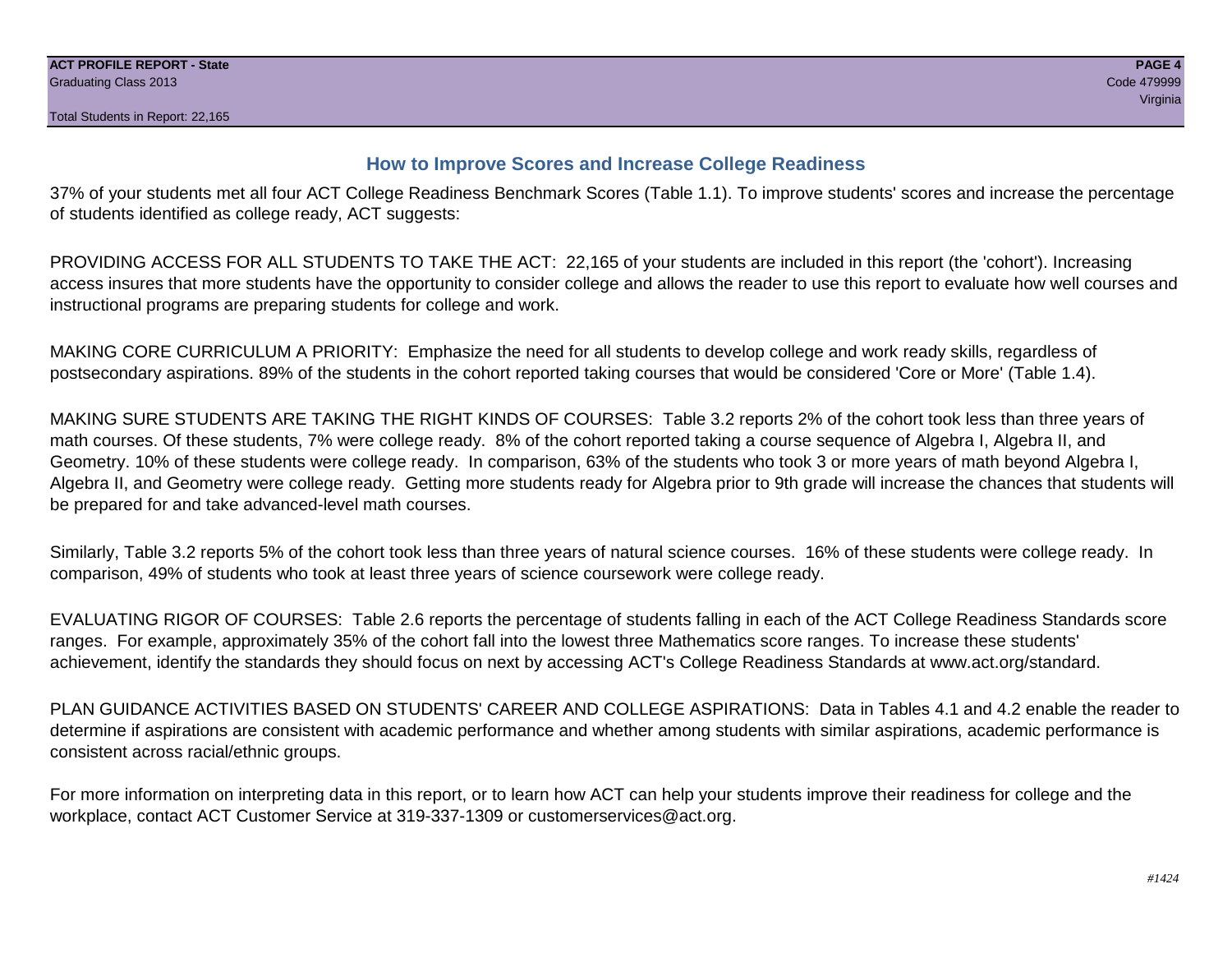## How to Improve Scores and Increase College Readiness

37% of your students met all four ACT College Readiness Benchmark Scores (Table 1.1). To improve students' scores and increase the percentage of students identified as college ready, ACT suggests:

PROVIDING ACCESS FOR ALL STUDENTS TO TAKE THE ACT: 22,165 of your students are included in this report (the 'cohort'). Increasing access insures that more students have the opportunity to consider college and allows the reader to use this report to evaluate how well courses and instructional programs are preparing students for college and work.

MAKING CORE CURRICULUM A PRIORITY: Emphasize the need for all students to develop college and work ready skills, regardless of postsecondary aspirations. 89% of the students in the cohort reported taking courses that would be considered 'Core or More' (Table 1.4).

MAKING SURE STUDENTS ARE TAKING THE RIGHT KINDS OF COURSES: Table 3.2 reports 2% of the cohort took less than three years of math courses. Of these students, 7% were college ready. 8% of the cohort reported taking a course sequence of Algebra I, Algebra II, and Geometry. 10% of these students were college ready. In comparison, 63% of the students who took 3 or more years of math beyond Algebra I, Algebra II, and Geometry were college ready. Getting more students ready for Algebra prior to 9th grade will increase the chances that students will be prepared for and take advanced-level math courses.

Similarly, Table 3.2 reports 5% of the cohort took less than three years of natural science courses. 16% of these students were college ready. In comparison, 49% of students who took at least three years of science coursework were college ready.

EVALUATING RIGOR OF COURSES: Table 2.6 reports the percentage of students falling in each of the ACT College Readiness Standards score ranges. For example, approximately 35% of the cohort fall into the lowest three Mathematics score ranges. To increase these students' achievement, identify the standards they should focus on next by accessing ACT's College Readiness Standards at www.act.org/standard.

PLAN GUIDANCE ACTIVITIES BASED ON STUDENTS' CAREER AND COLLEGE ASPIRATIONS: Data in Tables 4.1 and 4.2 enable the reader to determine if aspirations are consistent with academic performance and whether among students with similar aspirations, academic performance is consistent across racial/ethnic groups.

For more information on interpreting data in this report, or to learn how ACT can help your students improve their readiness for college and the workplace, contact ACT Customer Service at 319-337-1309 or customerservices@act.org.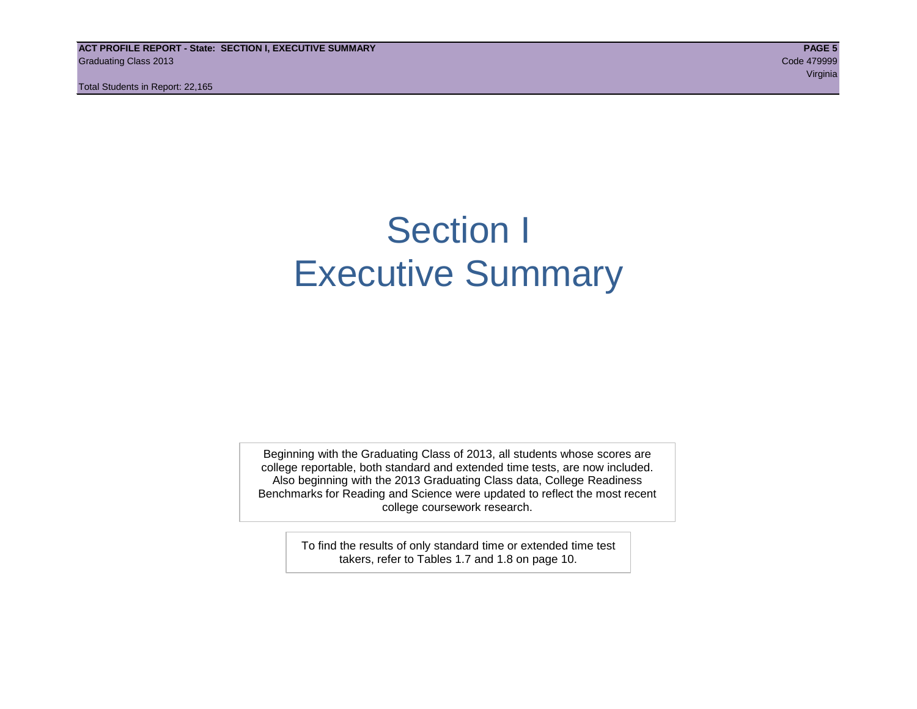# Section I
# Executive Summary

Beginning with the Graduating Class of 2013, all students whose scores are college reportable, both standard and extended time tests, are now included. Also beginning with the 2013 Graduating Class data, College Readiness Benchmarks for Reading and Science were updated to reflect the most recent college coursework research.

To find the results of only standard time or extended time test takers, refer to Tables 1.7 and 1.8 on page 10.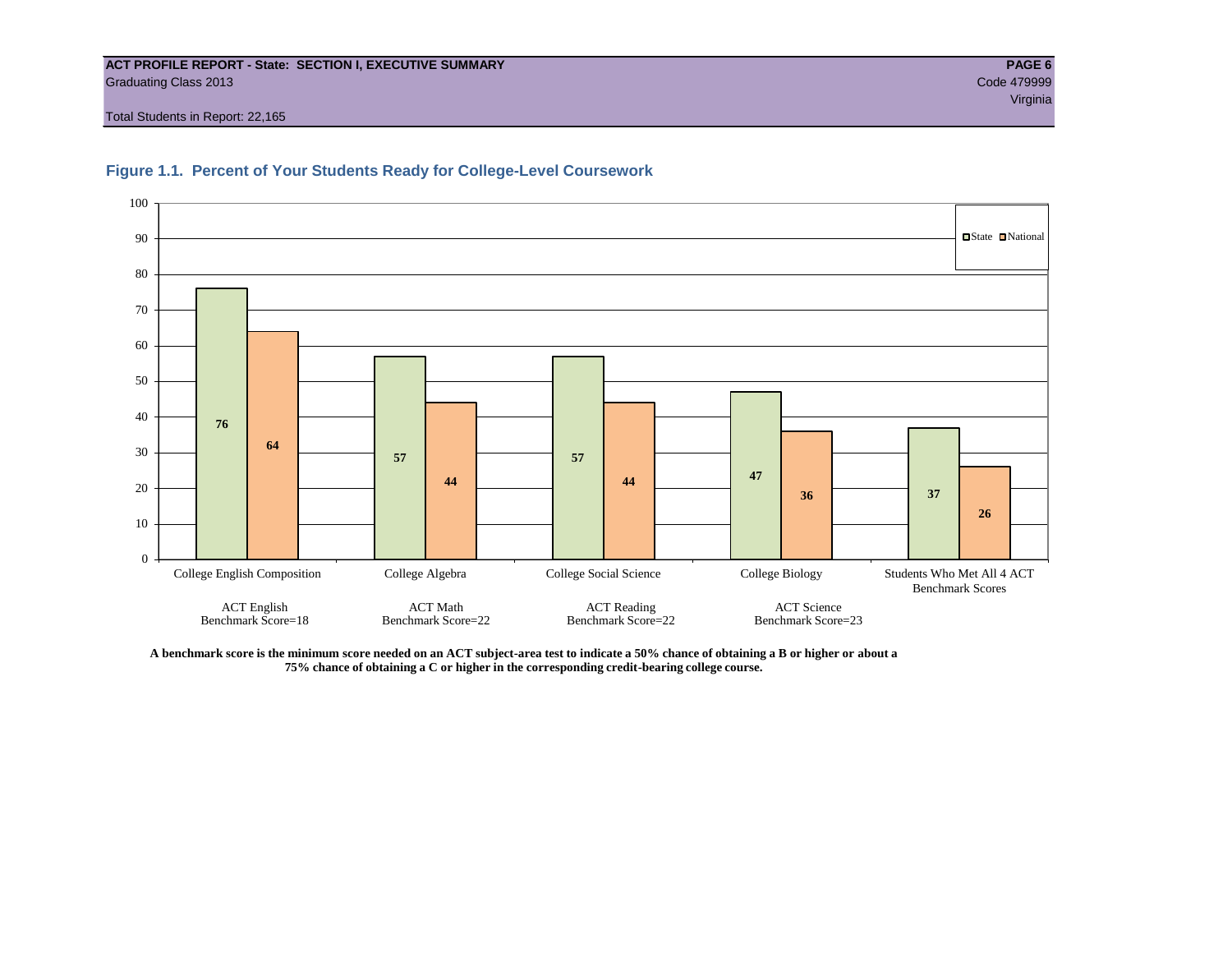**ACT PROFILE REPORT - State: SECTION I, EXECUTIVE SUMMARY**
Graduating Class 2013
Code 479999
Virginia

Total Students in Report: 22,165

### Figure 1.1. Percent of Your Students Ready for College-Level Coursework

| | State | National |
|---|---|---|
| College English Composition (ACT English Benchmark Score=18) | 76 | 64 |
| College Algebra (ACT Math Benchmark Score=22) | 57 | 44 |
| College Social Science (ACT Reading Benchmark Score=22) | 57 | 44 |
| College Biology (ACT Science Benchmark Score=23) | 47 | 36 |
| Students Who Met All 4 ACT Benchmark Scores | 37 | 26 |

**A benchmark score is the minimum score needed on an ACT subject-area test to indicate a 50% chance of obtaining a B or higher or about a 75% chance of obtaining a C or higher in the corresponding credit-bearing college course.**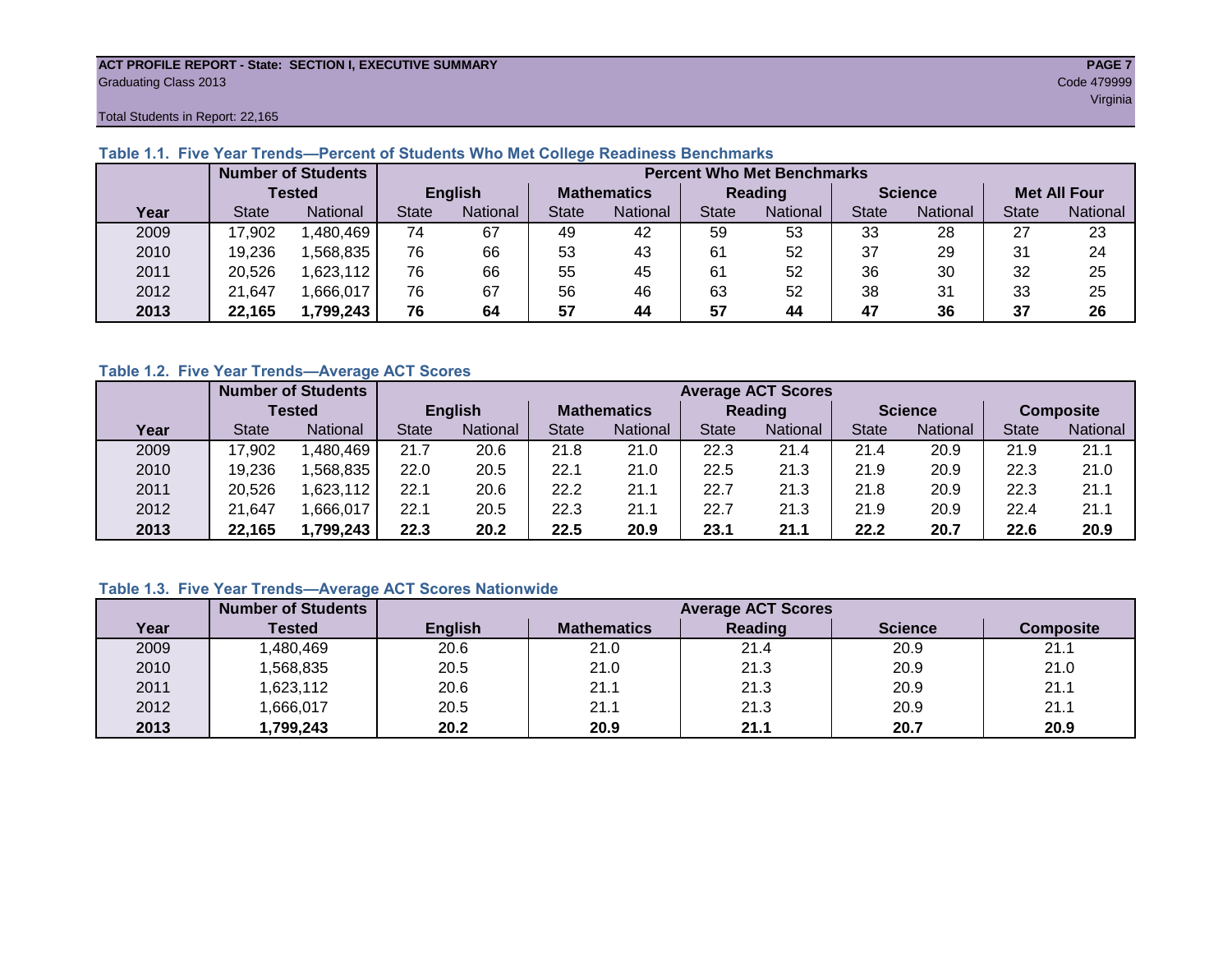ACT PROFILE REPORT - State: SECTION I, EXECUTIVE SUMMARY
Graduating Class 2013
Code 479999
Virginia

Total Students in Report: 22,165

### Table 1.1. Five Year Trends—Percent of Students Who Met College Readiness Benchmarks

| | Number of Students Tested | | Percent Who Met Benchmarks | | | | | | | | | |
|---|---|---|---|---|---|---|---|---|---|---|---|---|
| | | | English | | Mathematics | | Reading | | Science | | Met All Four | |
| Year | State | National | State | National | State | National | State | National | State | National | State | National |
| 2009 | 17,902 | 1,480,469 | 74 | 67 | 49 | 42 | 59 | 53 | 33 | 28 | 27 | 23 |
| 2010 | 19,236 | 1,568,835 | 76 | 66 | 53 | 43 | 61 | 52 | 37 | 29 | 31 | 24 |
| 2011 | 20,526 | 1,623,112 | 76 | 66 | 55 | 45 | 61 | 52 | 36 | 30 | 32 | 25 |
| 2012 | 21,647 | 1,666,017 | 76 | 67 | 56 | 46 | 63 | 52 | 38 | 31 | 33 | 25 |
| **2013** | **22,165** | **1,799,243** | **76** | **64** | **57** | **44** | **57** | **44** | **47** | **36** | **37** | **26** |

### Table 1.2. Five Year Trends—Average ACT Scores

| | Number of Students Tested | | Average ACT Scores | | | | | | | | | |
|---|---|---|---|---|---|---|---|---|---|---|---|---|
| | | | English | | Mathematics | | Reading | | Science | | Composite | |
| Year | State | National | State | National | State | National | State | National | State | National | State | National |
| 2009 | 17,902 | 1,480,469 | 21.7 | 20.6 | 21.8 | 21.0 | 22.3 | 21.4 | 21.4 | 20.9 | 21.9 | 21.1 |
| 2010 | 19,236 | 1,568,835 | 22.0 | 20.5 | 22.1 | 21.0 | 22.5 | 21.3 | 21.9 | 20.9 | 22.3 | 21.0 |
| 2011 | 20,526 | 1,623,112 | 22.1 | 20.6 | 22.2 | 21.1 | 22.7 | 21.3 | 21.8 | 20.9 | 22.3 | 21.1 |
| 2012 | 21,647 | 1,666,017 | 22.1 | 20.5 | 22.3 | 21.1 | 22.7 | 21.3 | 21.9 | 20.9 | 22.4 | 21.1 |
| **2013** | **22,165** | **1,799,243** | **22.3** | **20.2** | **22.5** | **20.9** | **23.1** | **21.1** | **22.2** | **20.7** | **22.6** | **20.9** |

### Table 1.3. Five Year Trends—Average ACT Scores Nationwide

| | Number of Students | Average ACT Scores | | | | |
|---|---|---|---|---|---|---|
| Year | Tested | English | Mathematics | Reading | Science | Composite |
| 2009 | 1,480,469 | 20.6 | 21.0 | 21.4 | 20.9 | 21.1 |
| 2010 | 1,568,835 | 20.5 | 21.0 | 21.3 | 20.9 | 21.0 |
| 2011 | 1,623,112 | 20.6 | 21.1 | 21.3 | 20.9 | 21.1 |
| 2012 | 1,666,017 | 20.5 | 21.1 | 21.3 | 20.9 | 21.1 |
| **2013** | **1,799,243** | **20.2** | **20.9** | **21.1** | **20.7** | **20.9** |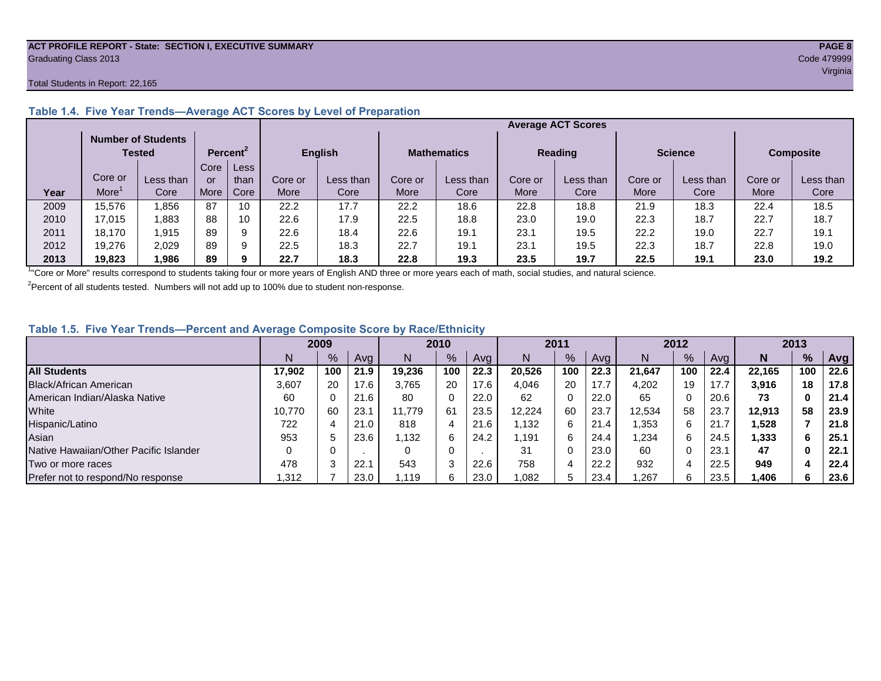ACT PROFILE REPORT - State: SECTION I, EXECUTIVE SUMMARY
Graduating Class 2013
Code 479999
Virginia

Total Students in Report: 22,165

### Table 1.4. Five Year Trends—Average ACT Scores by Level of Preparation

| | Number of Students Tested | | Percent[2] | | Average ACT Scores | | | | | | | | | |
|---|---|---|---|---|---|---|---|---|---|---|---|---|---|---|
| | | | | | English | | Mathematics | | Reading | | Science | | Composite | |
| Year | Core or More[1] | Less than Core | Core or More | Less than Core | Core or More | Less than Core | Core or More | Less than Core | Core or More | Less than Core | Core or More | Less than Core | Core or More | Less than Core |
| 2009 | 15,576 | 1,856 | 87 | 10 | 22.2 | 17.7 | 22.2 | 18.6 | 22.8 | 18.8 | 21.9 | 18.3 | 22.4 | 18.5 |
| 2010 | 17,015 | 1,883 | 88 | 10 | 22.6 | 17.9 | 22.5 | 18.8 | 23.0 | 19.0 | 22.3 | 18.7 | 22.7 | 18.7 |
| 2011 | 18,170 | 1,915 | 89 | 9 | 22.6 | 18.4 | 22.6 | 19.1 | 23.1 | 19.5 | 22.2 | 19.0 | 22.7 | 19.1 |
| 2012 | 19,276 | 2,029 | 89 | 9 | 22.5 | 18.3 | 22.7 | 19.1 | 23.1 | 19.5 | 22.3 | 18.7 | 22.8 | 19.0 |
| **2013** | **19,823** | **1,986** | **89** | **9** | **22.7** | **18.3** | **22.8** | **19.3** | **23.5** | **19.7** | **22.5** | **19.1** | **23.0** | **19.2** |

[1] "Core or More" results correspond to students taking four or more years of English AND three or more years each of math, social studies, and natural science.

[2] Percent of all students tested. Numbers will not add up to 100% due to student non-response.

### Table 1.5. Five Year Trends—Percent and Average Composite Score by Race/Ethnicity

| | 2009 | | | 2010 | | | 2011 | | | 2012 | | | 2013 | | |
|---|---|---|---|---|---|---|---|---|---|---|---|---|---|---|---|
| | N | % | Avg | N | % | Avg | N | % | Avg | N | % | Avg | **N** | **%** | **Avg** |
| **All Students** | **17,902** | **100** | **21.9** | **19,236** | **100** | **22.3** | **20,526** | **100** | **22.3** | **21,647** | **100** | **22.4** | **22,165** | **100** | **22.6** |
| Black/African American | 3,607 | 20 | 17.6 | 3,765 | 20 | 17.6 | 4,046 | 20 | 17.7 | 4,202 | 19 | 17.7 | **3,916** | **18** | **17.8** |
| American Indian/Alaska Native | 60 | 0 | 21.6 | 80 | 0 | 22.0 | 62 | 0 | 22.0 | 65 | 0 | 20.6 | **73** | **0** | **21.4** |
| White | 10,770 | 60 | 23.1 | 11,779 | 61 | 23.5 | 12,224 | 60 | 23.7 | 12,534 | 58 | 23.7 | **12,913** | **58** | **23.9** |
| Hispanic/Latino | 722 | 4 | 21.0 | 818 | 4 | 21.6 | 1,132 | 6 | 21.4 | 1,353 | 6 | 21.7 | **1,528** | **7** | **21.8** |
| Asian | 953 | 5 | 23.6 | 1,132 | 6 | 24.2 | 1,191 | 6 | 24.4 | 1,234 | 6 | 24.5 | **1,333** | **6** | **25.1** |
| Native Hawaiian/Other Pacific Islander | 0 | 0 | . | 0 | 0 | . | 31 | 0 | 23.0 | 60 | 0 | 23.1 | **47** | **0** | **22.1** |
| Two or more races | 478 | 3 | 22.1 | 543 | 3 | 22.6 | 758 | 4 | 22.2 | 932 | 4 | 22.5 | **949** | **4** | **22.4** |
| Prefer not to respond/No response | 1,312 | 7 | 23.0 | 1,119 | 6 | 23.0 | 1,082 | 5 | 23.4 | 1,267 | 6 | 23.5 | **1,406** | **6** | **23.6** |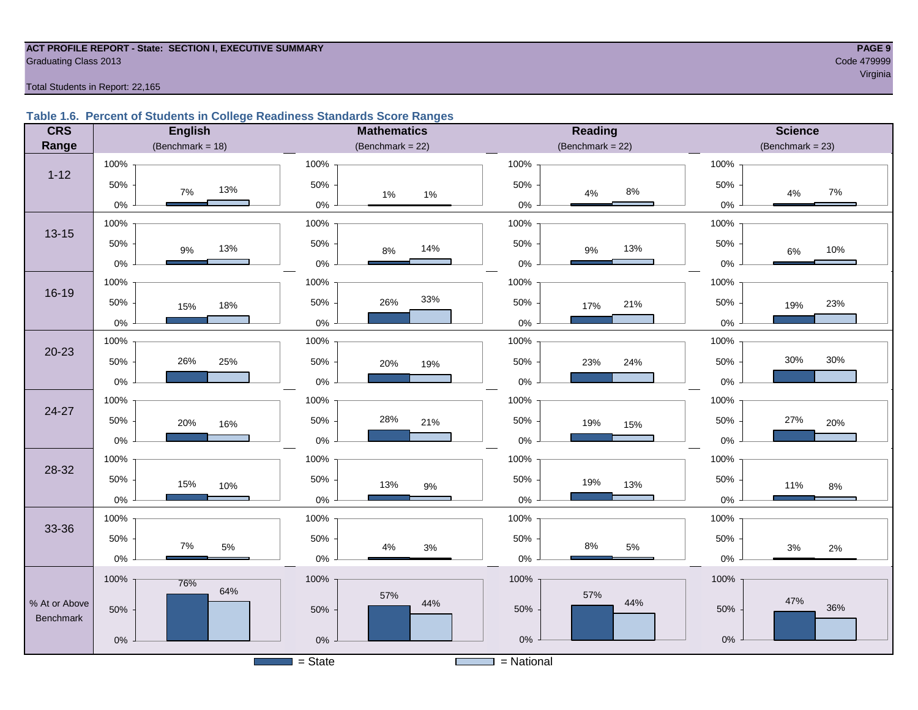**ACT PROFILE REPORT - State: SECTION I, EXECUTIVE SUMMARY**
Graduating Class 2013

Code 479999
Virginia

Total Students in Report: 22,165

### Table 1.6. Percent of Students in College Readiness Standards Score Ranges

| CRS Range | English (Benchmark = 18) State | English National | Mathematics (Benchmark = 22) State | Mathematics National | Reading (Benchmark = 22) State | Reading National | Science (Benchmark = 23) State | Science National |
|---|---|---|---|---|---|---|---|---|
| 1-12 | 7% | 13% | 1% | 1% | 4% | 8% | 4% | 7% |
| 13-15 | 9% | 13% | 8% | 14% | 9% | 13% | 6% | 10% |
| 16-19 | 15% | 18% | 26% | 33% | 17% | 21% | 19% | 23% |
| 20-23 | 26% | 25% | 20% | 19% | 23% | 24% | 30% | 30% |
| 24-27 | 20% | 16% | 28% | 21% | 19% | 15% | 27% | 20% |
| 28-32 | 15% | 10% | 13% | 9% | 19% | 13% | 11% | 8% |
| 33-36 | 7% | 5% | 4% | 3% | 8% | 5% | 3% | 2% |
| % At or Above Benchmark | 76% | 64% | 57% | 44% | 57% | 44% | 47% | 36% |

= State    = National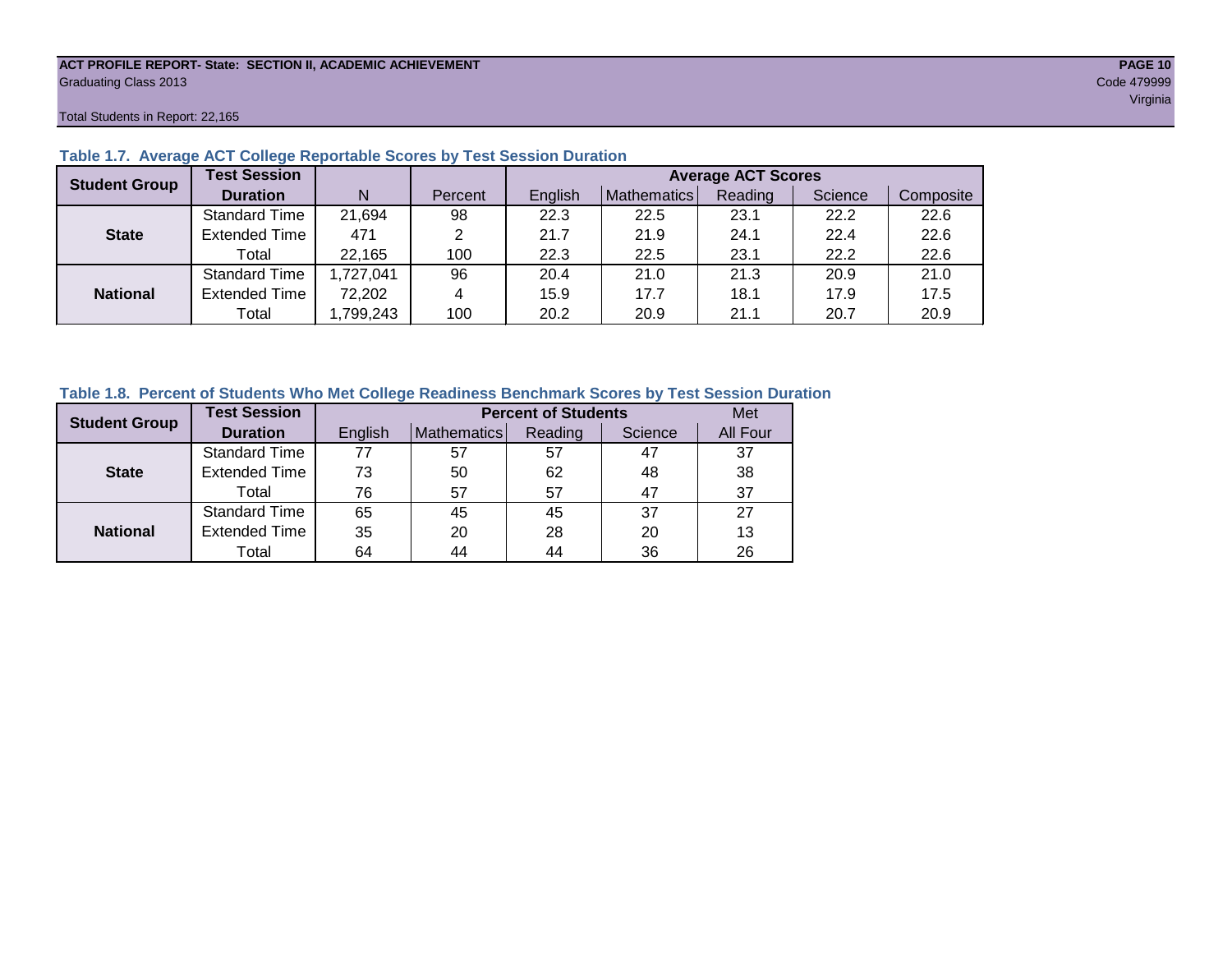**ACT PROFILE REPORT- State: SECTION II, ACADEMIC ACHIEVEMENT**
Graduating Class 2013
Code 479999
Virginia

Total Students in Report: 22,165

### Table 1.7. Average ACT College Reportable Scores by Test Session Duration

| Student Group | Test Session Duration | N | Percent | Average ACT Scores | | | | |
|---|---|---|---|---|---|---|---|---|
| | | | | English | Mathematics | Reading | Science | Composite |
| State | Standard Time | 21,694 | 98 | 22.3 | 22.5 | 23.1 | 22.2 | 22.6 |
| | Extended Time | 471 | 2 | 21.7 | 21.9 | 24.1 | 22.4 | 22.6 |
| | Total | 22,165 | 100 | 22.3 | 22.5 | 23.1 | 22.2 | 22.6 |
| National | Standard Time | 1,727,041 | 96 | 20.4 | 21.0 | 21.3 | 20.9 | 21.0 |
| | Extended Time | 72,202 | 4 | 15.9 | 17.7 | 18.1 | 17.9 | 17.5 |
| | Total | 1,799,243 | 100 | 20.2 | 20.9 | 21.1 | 20.7 | 20.9 |

### Table 1.8. Percent of Students Who Met College Readiness Benchmark Scores by Test Session Duration

| Student Group | Test Session Duration | Percent of Students | | | | Met |
|---|---|---|---|---|---|---|
| | | English | Mathematics | Reading | Science | All Four |
| State | Standard Time | 77 | 57 | 57 | 47 | 37 |
| | Extended Time | 73 | 50 | 62 | 48 | 38 |
| | Total | 76 | 57 | 57 | 47 | 37 |
| National | Standard Time | 65 | 45 | 45 | 37 | 27 |
| | Extended Time | 35 | 20 | 28 | 20 | 13 |
| | Total | 64 | 44 | 44 | 36 | 26 |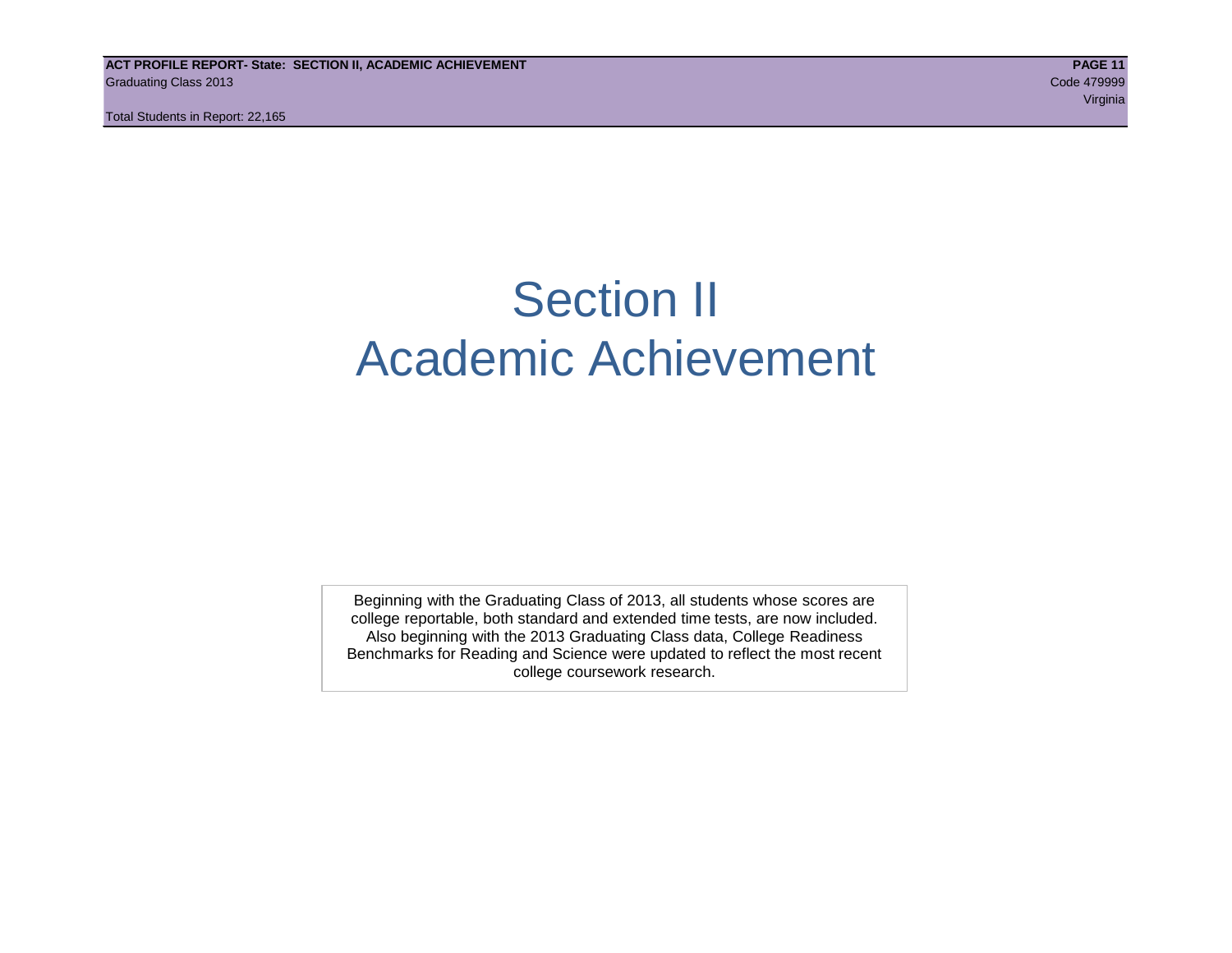# Section II
# Academic Achievement

Beginning with the Graduating Class of 2013, all students whose scores are college reportable, both standard and extended time tests, are now included. Also beginning with the 2013 Graduating Class data, College Readiness Benchmarks for Reading and Science were updated to reflect the most recent college coursework research.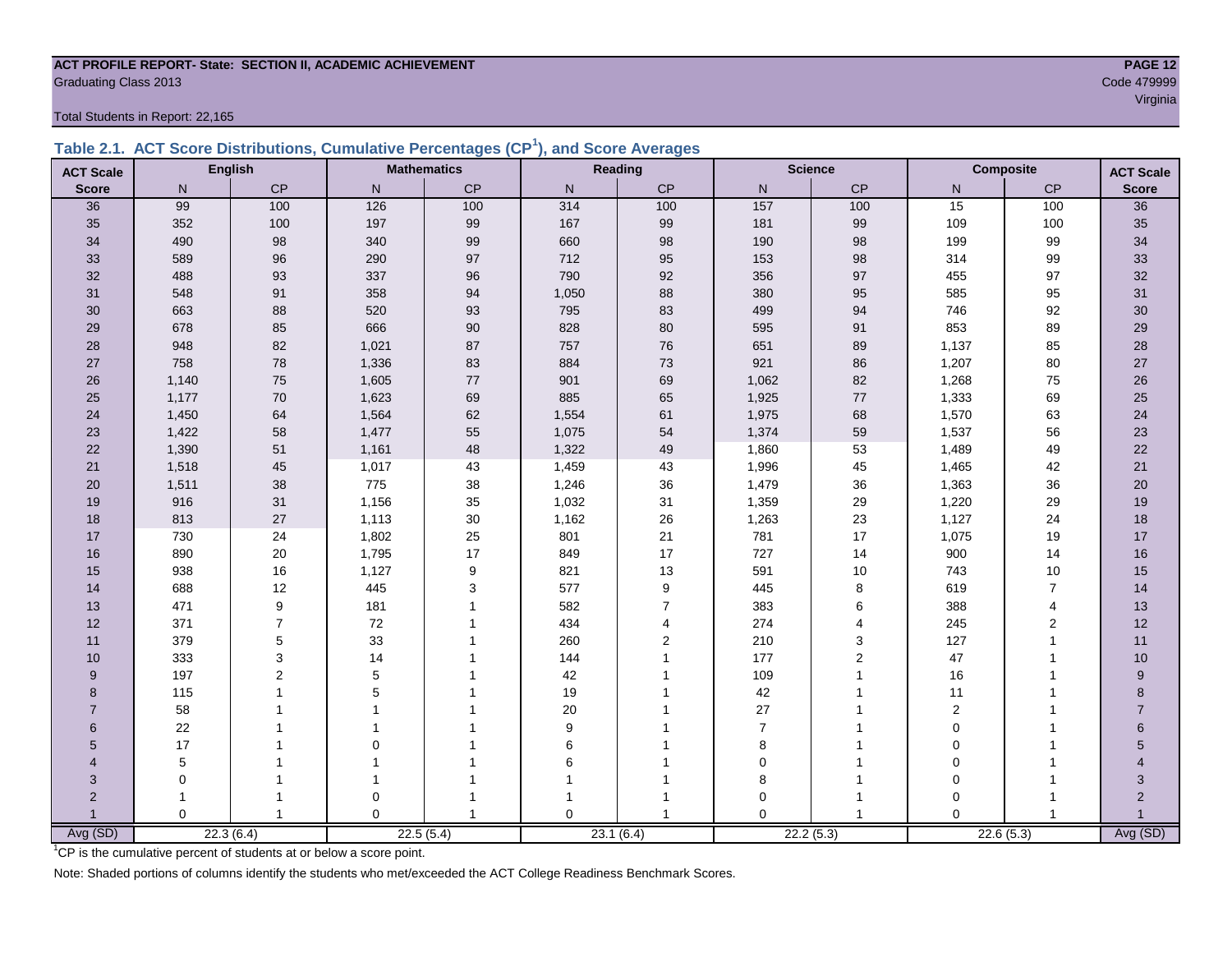**ACT PROFILE REPORT- State: SECTION II, ACADEMIC ACHIEVEMENT**
Graduating Class 2013

Code 479999
Virginia

Total Students in Report: 22,165

## Table 2.1. ACT Score Distributions, Cumulative Percentages (CP[1]), and Score Averages

| ACT Scale | English | | Mathematics | | Reading | | Science | | Composite | | ACT Scale |
|---|---|---|---|---|---|---|---|---|---|---|---|
| Score | N | CP | N | CP | N | CP | N | CP | N | CP | Score |
| 36 | 99 | 100 | 126 | 100 | 314 | 100 | 157 | 100 | 15 | 100 | 36 |
| 35 | 352 | 100 | 197 | 99 | 167 | 99 | 181 | 99 | 109 | 100 | 35 |
| 34 | 490 | 98 | 340 | 99 | 660 | 98 | 190 | 98 | 199 | 99 | 34 |
| 33 | 589 | 96 | 290 | 97 | 712 | 95 | 153 | 98 | 314 | 99 | 33 |
| 32 | 488 | 93 | 337 | 96 | 790 | 92 | 356 | 97 | 455 | 97 | 32 |
| 31 | 548 | 91 | 358 | 94 | 1,050 | 88 | 380 | 95 | 585 | 95 | 31 |
| 30 | 663 | 88 | 520 | 93 | 795 | 83 | 499 | 94 | 746 | 92 | 30 |
| 29 | 678 | 85 | 666 | 90 | 828 | 80 | 595 | 91 | 853 | 89 | 29 |
| 28 | 948 | 82 | 1,021 | 87 | 757 | 76 | 651 | 89 | 1,137 | 85 | 28 |
| 27 | 758 | 78 | 1,336 | 83 | 884 | 73 | 921 | 86 | 1,207 | 80 | 27 |
| 26 | 1,140 | 75 | 1,605 | 77 | 901 | 69 | 1,062 | 82 | 1,268 | 75 | 26 |
| 25 | 1,177 | 70 | 1,623 | 69 | 885 | 65 | 1,925 | 77 | 1,333 | 69 | 25 |
| 24 | 1,450 | 64 | 1,564 | 62 | 1,554 | 61 | 1,975 | 68 | 1,570 | 63 | 24 |
| 23 | 1,422 | 58 | 1,477 | 55 | 1,075 | 54 | 1,374 | 59 | 1,537 | 56 | 23 |
| 22 | 1,390 | 51 | 1,161 | 48 | 1,322 | 49 | 1,860 | 53 | 1,489 | 49 | 22 |
| 21 | 1,518 | 45 | 1,017 | 43 | 1,459 | 43 | 1,996 | 45 | 1,465 | 42 | 21 |
| 20 | 1,511 | 38 | 775 | 38 | 1,246 | 36 | 1,479 | 36 | 1,363 | 36 | 20 |
| 19 | 916 | 31 | 1,156 | 35 | 1,032 | 31 | 1,359 | 29 | 1,220 | 29 | 19 |
| 18 | 813 | 27 | 1,113 | 30 | 1,162 | 26 | 1,263 | 23 | 1,127 | 24 | 18 |
| 17 | 730 | 24 | 1,802 | 25 | 801 | 21 | 781 | 17 | 1,075 | 19 | 17 |
| 16 | 890 | 20 | 1,795 | 17 | 849 | 17 | 727 | 14 | 900 | 14 | 16 |
| 15 | 938 | 16 | 1,127 | 9 | 821 | 13 | 591 | 10 | 743 | 10 | 15 |
| 14 | 688 | 12 | 445 | 3 | 577 | 9 | 445 | 8 | 619 | 7 | 14 |
| 13 | 471 | 9 | 181 | 1 | 582 | 7 | 383 | 6 | 388 | 4 | 13 |
| 12 | 371 | 7 | 72 | 1 | 434 | 4 | 274 | 4 | 245 | 2 | 12 |
| 11 | 379 | 5 | 33 | 1 | 260 | 2 | 210 | 3 | 127 | 1 | 11 |
| 10 | 333 | 3 | 14 | 1 | 144 | 1 | 177 | 2 | 47 | 1 | 10 |
| 9 | 197 | 2 | 5 | 1 | 42 | 1 | 109 | 1 | 16 | 1 | 9 |
| 8 | 115 | 1 | 5 | 1 | 19 | 1 | 42 | 1 | 11 | 1 | 8 |
| 7 | 58 | 1 | 1 | 1 | 20 | 1 | 27 | 1 | 2 | 1 | 7 |
| 6 | 22 | 1 | 1 | 1 | 9 | 1 | 7 | 1 | 0 | 1 | 6 |
| 5 | 17 | 1 | 0 | 1 | 6 | 1 | 8 | 1 | 0 | 1 | 5 |
| 4 | 5 | 1 | 1 | 1 | 6 | 1 | 0 | 1 | 0 | 1 | 4 |
| 3 | 0 | 1 | 1 | 1 | 1 | 1 | 8 | 1 | 0 | 1 | 3 |
| 2 | 1 | 1 | 0 | 1 | 1 | 1 | 0 | 1 | 0 | 1 | 2 |
| 1 | 0 | 1 | 0 | 1 | 0 | 1 | 0 | 1 | 0 | 1 | 1 |
| Avg (SD) | 22.3 (6.4) | | 22.5 (5.4) | | 23.1 (6.4) | | 22.2 (5.3) | | 22.6 (5.3) | | Avg (SD) |

[1]CP is the cumulative percent of students at or below a score point.

Note: Shaded portions of columns identify the students who met/exceeded the ACT College Readiness Benchmark Scores.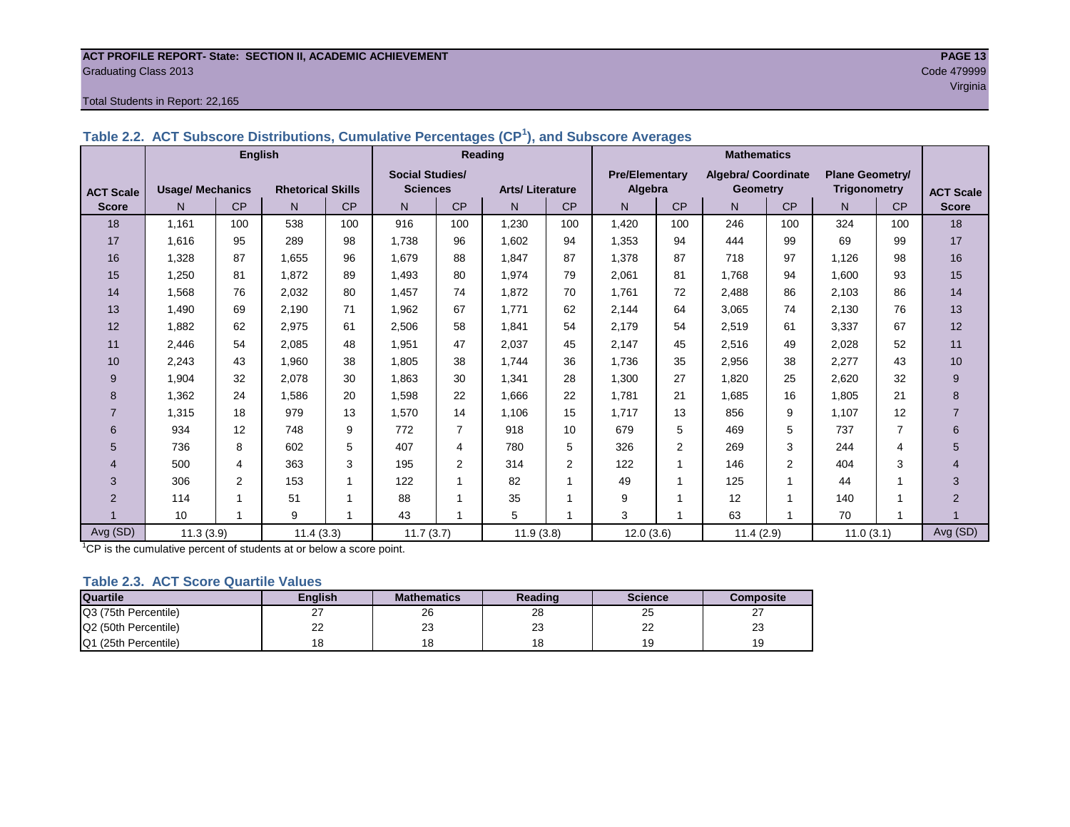ACT PROFILE REPORT- State: SECTION II, ACADEMIC ACHIEVEMENT

Graduating Class 2013

Code 479999

Virginia

Total Students in Report: 22,165

## Table 2.2. ACT Subscore Distributions, Cumulative Percentages (CP[1]), and Subscore Averages

| ACT Scale | English | | | | Reading | | | | Mathematics | | | | | | ACT Scale |
|---|---|---|---|---|---|---|---|---|---|---|---|---|---|---|---|
| | Usage/ Mechanics | | Rhetorical Skills | | Social Studies/ Sciences | | Arts/ Literature | | Pre/Elementary Algebra | | Algebra/ Coordinate Geometry | | Plane Geometry/ Trigonometry | | |
| Score | N | CP | N | CP | N | CP | N | CP | N | CP | N | CP | N | CP | Score |
| 18 | 1,161 | 100 | 538 | 100 | 916 | 100 | 1,230 | 100 | 1,420 | 100 | 246 | 100 | 324 | 100 | 18 |
| 17 | 1,616 | 95 | 289 | 98 | 1,738 | 96 | 1,602 | 94 | 1,353 | 94 | 444 | 99 | 69 | 99 | 17 |
| 16 | 1,328 | 87 | 1,655 | 96 | 1,679 | 88 | 1,847 | 87 | 1,378 | 87 | 718 | 97 | 1,126 | 98 | 16 |
| 15 | 1,250 | 81 | 1,872 | 89 | 1,493 | 80 | 1,974 | 79 | 2,061 | 81 | 1,768 | 94 | 1,600 | 93 | 15 |
| 14 | 1,568 | 76 | 2,032 | 80 | 1,457 | 74 | 1,872 | 70 | 1,761 | 72 | 2,488 | 86 | 2,103 | 86 | 14 |
| 13 | 1,490 | 69 | 2,190 | 71 | 1,962 | 67 | 1,771 | 62 | 2,144 | 64 | 3,065 | 74 | 2,130 | 76 | 13 |
| 12 | 1,882 | 62 | 2,975 | 61 | 2,506 | 58 | 1,841 | 54 | 2,179 | 54 | 2,519 | 61 | 3,337 | 67 | 12 |
| 11 | 2,446 | 54 | 2,085 | 48 | 1,951 | 47 | 2,037 | 45 | 2,147 | 45 | 2,516 | 49 | 2,028 | 52 | 11 |
| 10 | 2,243 | 43 | 1,960 | 38 | 1,805 | 38 | 1,744 | 36 | 1,736 | 35 | 2,956 | 38 | 2,277 | 43 | 10 |
| 9 | 1,904 | 32 | 2,078 | 30 | 1,863 | 30 | 1,341 | 28 | 1,300 | 27 | 1,820 | 25 | 2,620 | 32 | 9 |
| 8 | 1,362 | 24 | 1,586 | 20 | 1,598 | 22 | 1,666 | 22 | 1,781 | 21 | 1,685 | 16 | 1,805 | 21 | 8 |
| 7 | 1,315 | 18 | 979 | 13 | 1,570 | 14 | 1,106 | 15 | 1,717 | 13 | 856 | 9 | 1,107 | 12 | 7 |
| 6 | 934 | 12 | 748 | 9 | 772 | 7 | 918 | 10 | 679 | 5 | 469 | 5 | 737 | 7 | 6 |
| 5 | 736 | 8 | 602 | 5 | 407 | 4 | 780 | 5 | 326 | 2 | 269 | 3 | 244 | 4 | 5 |
| 4 | 500 | 4 | 363 | 3 | 195 | 2 | 314 | 2 | 122 | 1 | 146 | 2 | 404 | 3 | 4 |
| 3 | 306 | 2 | 153 | 1 | 122 | 1 | 82 | 1 | 49 | 1 | 125 | 1 | 44 | 1 | 3 |
| 2 | 114 | 1 | 51 | 1 | 88 | 1 | 35 | 1 | 9 | 1 | 12 | 1 | 140 | 1 | 2 |
| 1 | 10 | 1 | 9 | 1 | 43 | 1 | 5 | 1 | 3 | 1 | 63 | 1 | 70 | 1 | 1 |
| Avg (SD) | 11.3 (3.9) | | 11.4 (3.3) | | 11.7 (3.7) | | 11.9 (3.8) | | 12.0 (3.6) | | 11.4 (2.9) | | 11.0 (3.1) | | Avg (SD) |

[1]CP is the cumulative percent of students at or below a score point.

## Table 2.3. ACT Score Quartile Values

| Quartile | English | Mathematics | Reading | Science | Composite |
|---|---|---|---|---|---|
| Q3 (75th Percentile) | 27 | 26 | 28 | 25 | 27 |
| Q2 (50th Percentile) | 22 | 23 | 23 | 22 | 23 |
| Q1 (25th Percentile) | 18 | 18 | 18 | 19 | 19 |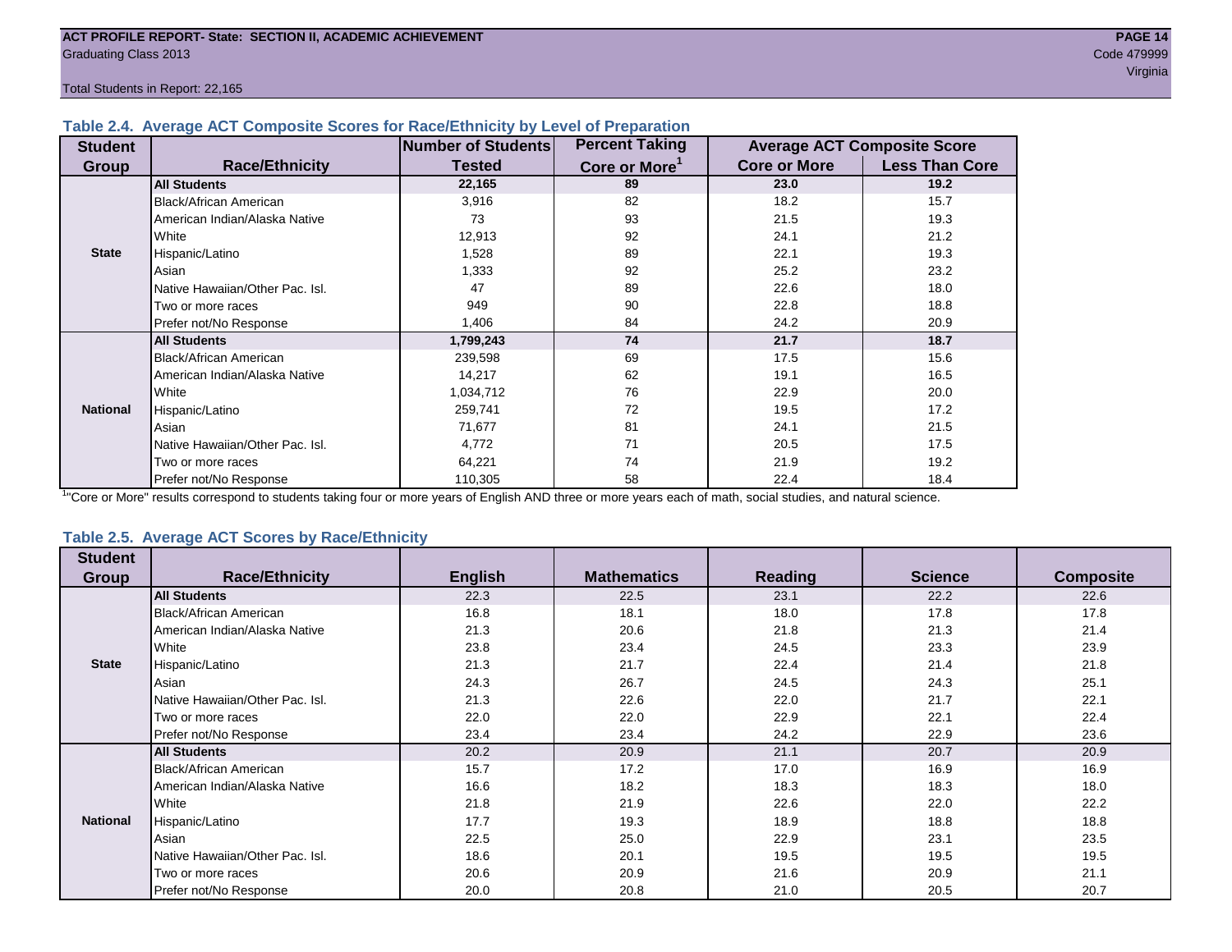ACT PROFILE REPORT- State: SECTION II, ACADEMIC ACHIEVEMENT
Graduating Class 2013
Code 479999
Virginia

Total Students in Report: 22,165

### Table 2.4. Average ACT Composite Scores for Race/Ethnicity by Level of Preparation

| Student Group | Race/Ethnicity | Number of Students Tested | Percent Taking Core or More[1] | Average ACT Composite Score | |
|---|---|---|---|---|---|
| | | | | Core or More | Less Than Core |
| State | **All Students** | **22,165** | **89** | **23.0** | **19.2** |
| | Black/African American | 3,916 | 82 | 18.2 | 15.7 |
| | American Indian/Alaska Native | 73 | 93 | 21.5 | 19.3 |
| | White | 12,913 | 92 | 24.1 | 21.2 |
| | Hispanic/Latino | 1,528 | 89 | 22.1 | 19.3 |
| | Asian | 1,333 | 92 | 25.2 | 23.2 |
| | Native Hawaiian/Other Pac. Isl. | 47 | 89 | 22.6 | 18.0 |
| | Two or more races | 949 | 90 | 22.8 | 18.8 |
| | Prefer not/No Response | 1,406 | 84 | 24.2 | 20.9 |
| National | **All Students** | **1,799,243** | **74** | **21.7** | **18.7** |
| | Black/African American | 239,598 | 69 | 17.5 | 15.6 |
| | American Indian/Alaska Native | 14,217 | 62 | 19.1 | 16.5 |
| | White | 1,034,712 | 76 | 22.9 | 20.0 |
| | Hispanic/Latino | 259,741 | 72 | 19.5 | 17.2 |
| | Asian | 71,677 | 81 | 24.1 | 21.5 |
| | Native Hawaiian/Other Pac. Isl. | 4,772 | 71 | 20.5 | 17.5 |
| | Two or more races | 64,221 | 74 | 21.9 | 19.2 |
| | Prefer not/No Response | 110,305 | 58 | 22.4 | 18.4 |

[1]"Core or More" results correspond to students taking four or more years of English AND three or more years each of math, social studies, and natural science.

### Table 2.5. Average ACT Scores by Race/Ethnicity

| Student Group | Race/Ethnicity | English | Mathematics | Reading | Science | Composite |
|---|---|---|---|---|---|---|
| State | **All Students** | 22.3 | 22.5 | 23.1 | 22.2 | 22.6 |
| | Black/African American | 16.8 | 18.1 | 18.0 | 17.8 | 17.8 |
| | American Indian/Alaska Native | 21.3 | 20.6 | 21.8 | 21.3 | 21.4 |
| | White | 23.8 | 23.4 | 24.5 | 23.3 | 23.9 |
| | Hispanic/Latino | 21.3 | 21.7 | 22.4 | 21.4 | 21.8 |
| | Asian | 24.3 | 26.7 | 24.5 | 24.3 | 25.1 |
| | Native Hawaiian/Other Pac. Isl. | 21.3 | 22.6 | 22.0 | 21.7 | 22.1 |
| | Two or more races | 22.0 | 22.0 | 22.9 | 22.1 | 22.4 |
| | Prefer not/No Response | 23.4 | 23.4 | 24.2 | 22.9 | 23.6 |
| National | **All Students** | 20.2 | 20.9 | 21.1 | 20.7 | 20.9 |
| | Black/African American | 15.7 | 17.2 | 17.0 | 16.9 | 16.9 |
| | American Indian/Alaska Native | 16.6 | 18.2 | 18.3 | 18.3 | 18.0 |
| | White | 21.8 | 21.9 | 22.6 | 22.0 | 22.2 |
| | Hispanic/Latino | 17.7 | 19.3 | 18.9 | 18.8 | 18.8 |
| | Asian | 22.5 | 25.0 | 22.9 | 23.1 | 23.5 |
| | Native Hawaiian/Other Pac. Isl. | 18.6 | 20.1 | 19.5 | 19.5 | 19.5 |
| | Two or more races | 20.6 | 20.9 | 21.6 | 20.9 | 21.1 |
| | Prefer not/No Response | 20.0 | 20.8 | 21.0 | 20.5 | 20.7 |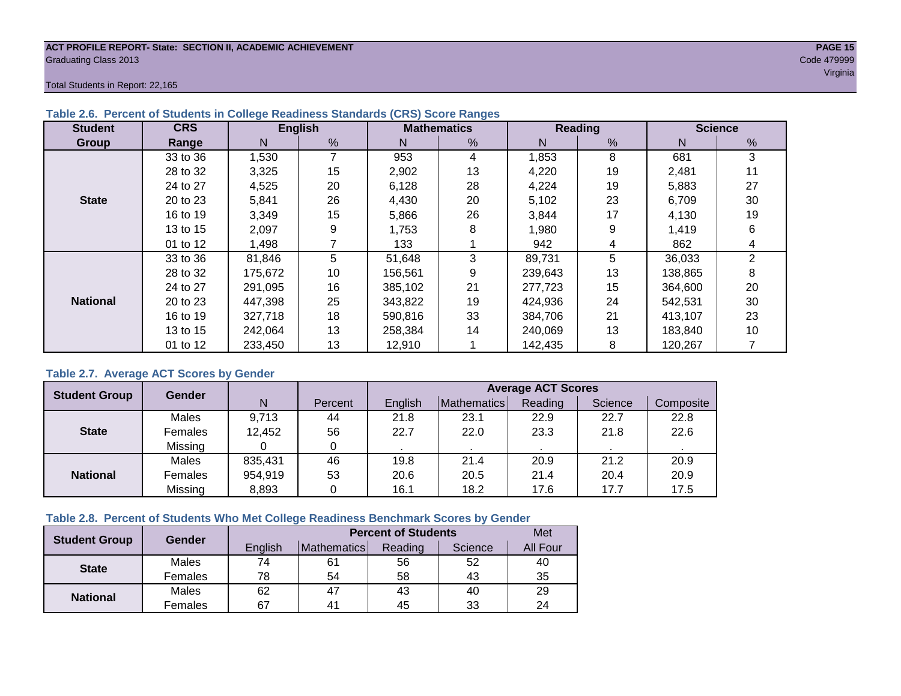ACT PROFILE REPORT- State: SECTION II, ACADEMIC ACHIEVEMENT

Graduating Class 2013

Code 479999

Virginia

Total Students in Report: 22,165

### Table 2.6. Percent of Students in College Readiness Standards (CRS) Score Ranges

| Student Group | CRS Range | English | | Mathematics | | Reading | | Science | |
|---|---|---|---|---|---|---|---|---|---|
| | | N | % | N | % | N | % | N | % |
| State | 33 to 36 | 1,530 | 7 | 953 | 4 | 1,853 | 8 | 681 | 3 |
| | 28 to 32 | 3,325 | 15 | 2,902 | 13 | 4,220 | 19 | 2,481 | 11 |
| | 24 to 27 | 4,525 | 20 | 6,128 | 28 | 4,224 | 19 | 5,883 | 27 |
| | 20 to 23 | 5,841 | 26 | 4,430 | 20 | 5,102 | 23 | 6,709 | 30 |
| | 16 to 19 | 3,349 | 15 | 5,866 | 26 | 3,844 | 17 | 4,130 | 19 |
| | 13 to 15 | 2,097 | 9 | 1,753 | 8 | 1,980 | 9 | 1,419 | 6 |
| | 01 to 12 | 1,498 | 7 | 133 | 1 | 942 | 4 | 862 | 4 |
| National | 33 to 36 | 81,846 | 5 | 51,648 | 3 | 89,731 | 5 | 36,033 | 2 |
| | 28 to 32 | 175,672 | 10 | 156,561 | 9 | 239,643 | 13 | 138,865 | 8 |
| | 24 to 27 | 291,095 | 16 | 385,102 | 21 | 277,723 | 15 | 364,600 | 20 |
| | 20 to 23 | 447,398 | 25 | 343,822 | 19 | 424,936 | 24 | 542,531 | 30 |
| | 16 to 19 | 327,718 | 18 | 590,816 | 33 | 384,706 | 21 | 413,107 | 23 |
| | 13 to 15 | 242,064 | 13 | 258,384 | 14 | 240,069 | 13 | 183,840 | 10 |
| | 01 to 12 | 233,450 | 13 | 12,910 | 1 | 142,435 | 8 | 120,267 | 7 |

### Table 2.7. Average ACT Scores by Gender

| Student Group | Gender | N | Percent | Average ACT Scores | | | | |
|---|---|---|---|---|---|---|---|---|
| | | | | English | Mathematics | Reading | Science | Composite |
| State | Males | 9,713 | 44 | 21.8 | 23.1 | 22.9 | 22.7 | 22.8 |
| | Females | 12,452 | 56 | 22.7 | 22.0 | 23.3 | 21.8 | 22.6 |
| | Missing | 0 | 0 | . | . | . | . | . |
| National | Males | 835,431 | 46 | 19.8 | 21.4 | 20.9 | 21.2 | 20.9 |
| | Females | 954,919 | 53 | 20.6 | 20.5 | 21.4 | 20.4 | 20.9 |
| | Missing | 8,893 | 0 | 16.1 | 18.2 | 17.6 | 17.7 | 17.5 |

### Table 2.8. Percent of Students Who Met College Readiness Benchmark Scores by Gender

| Student Group | Gender | Percent of Students | | | | Met |
|---|---|---|---|---|---|---|
| | | English | Mathematics | Reading | Science | All Four |
| State | Males | 74 | 61 | 56 | 52 | 40 |
| | Females | 78 | 54 | 58 | 43 | 35 |
| National | Males | 62 | 47 | 43 | 40 | 29 |
| | Females | 67 | 41 | 45 | 33 | 24 |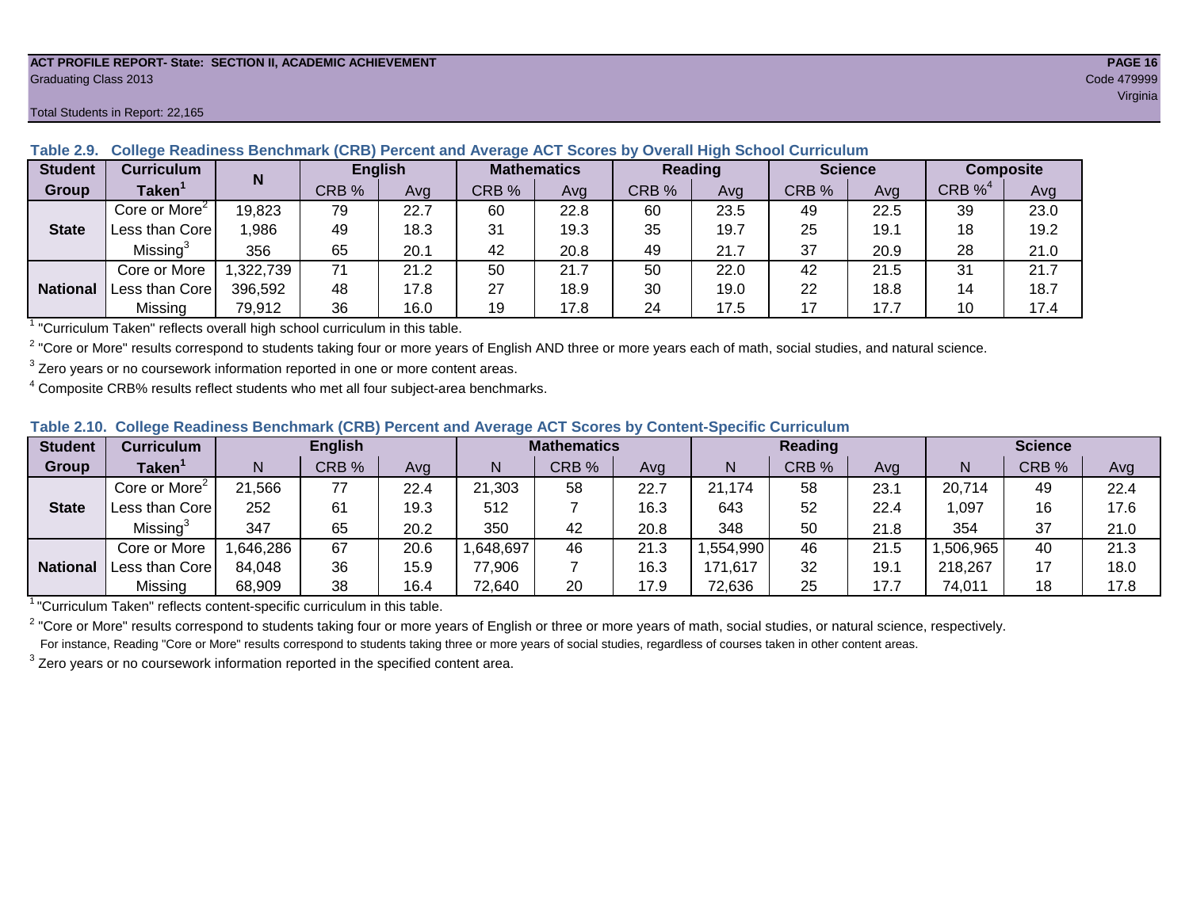ACT PROFILE REPORT- State: SECTION II, ACADEMIC ACHIEVEMENT
Graduating Class 2013
Code 479999
Virginia

Total Students in Report: 22,165

### Table 2.9. College Readiness Benchmark (CRB) Percent and Average ACT Scores by Overall High School Curriculum

| Student Group | Curriculum Taken[1] | N | English | | Mathematics | | Reading | | Science | | Composite | |
|---|---|---|---|---|---|---|---|---|---|---|---|---|
| | | | CRB % | Avg | CRB % | Avg | CRB % | Avg | CRB % | Avg | CRB %[4] | Avg |
| State | Core or More[2] | 19,823 | 79 | 22.7 | 60 | 22.8 | 60 | 23.5 | 49 | 22.5 | 39 | 23.0 |
| | Less than Core | 1,986 | 49 | 18.3 | 31 | 19.3 | 35 | 19.7 | 25 | 19.1 | 18 | 19.2 |
| | Missing[3] | 356 | 65 | 20.1 | 42 | 20.8 | 49 | 21.7 | 37 | 20.9 | 28 | 21.0 |
| National | Core or More | 1,322,739 | 71 | 21.2 | 50 | 21.7 | 50 | 22.0 | 42 | 21.5 | 31 | 21.7 |
| | Less than Core | 396,592 | 48 | 17.8 | 27 | 18.9 | 30 | 19.0 | 22 | 18.8 | 14 | 18.7 |
| | Missing | 79,912 | 36 | 16.0 | 19 | 17.8 | 24 | 17.5 | 17 | 17.7 | 10 | 17.4 |

[1] "Curriculum Taken" reflects overall high school curriculum in this table.

[2] "Core or More" results correspond to students taking four or more years of English AND three or more years each of math, social studies, and natural science.

[3] Zero years or no coursework information reported in one or more content areas.

[4] Composite CRB% results reflect students who met all four subject-area benchmarks.

### Table 2.10. College Readiness Benchmark (CRB) Percent and Average ACT Scores by Content-Specific Curriculum

| Student Group | Curriculum Taken[1] | English | | | Mathematics | | | Reading | | | Science | | |
|---|---|---|---|---|---|---|---|---|---|---|---|---|---|
| | | N | CRB % | Avg | N | CRB % | Avg | N | CRB % | Avg | N | CRB % | Avg |
| State | Core or More[2] | 21,566 | 77 | 22.4 | 21,303 | 58 | 22.7 | 21,174 | 58 | 23.1 | 20,714 | 49 | 22.4 |
| | Less than Core | 252 | 61 | 19.3 | 512 | 7 | 16.3 | 643 | 52 | 22.4 | 1,097 | 16 | 17.6 |
| | Missing[3] | 347 | 65 | 20.2 | 350 | 42 | 20.8 | 348 | 50 | 21.8 | 354 | 37 | 21.0 |
| National | Core or More | 1,646,286 | 67 | 20.6 | 1,648,697 | 46 | 21.3 | 1,554,990 | 46 | 21.5 | 1,506,965 | 40 | 21.3 |
| | Less than Core | 84,048 | 36 | 15.9 | 77,906 | 7 | 16.3 | 171,617 | 32 | 19.1 | 218,267 | 17 | 18.0 |
| | Missing | 68,909 | 38 | 16.4 | 72,640 | 20 | 17.9 | 72,636 | 25 | 17.7 | 74,011 | 18 | 17.8 |

[1] "Curriculum Taken" reflects content-specific curriculum in this table.

[2] "Core or More" results correspond to students taking four or more years of English or three or more years of math, social studies, or natural science, respectively.
For instance, Reading "Core or More" results correspond to students taking three or more years of social studies, regardless of courses taken in other content areas.

[3] Zero years or no coursework information reported in the specified content area.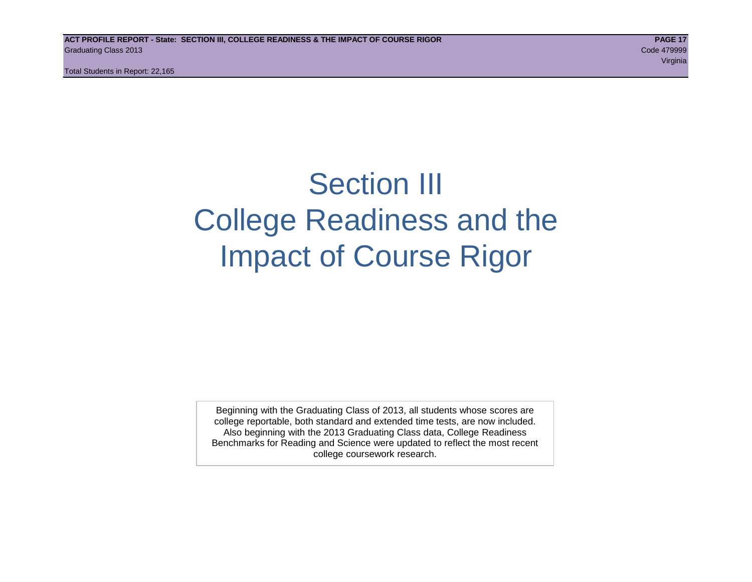# Section III
# College Readiness and the Impact of Course Rigor

Beginning with the Graduating Class of 2013, all students whose scores are college reportable, both standard and extended time tests, are now included. Also beginning with the 2013 Graduating Class data, College Readiness Benchmarks for Reading and Science were updated to reflect the most recent college coursework research.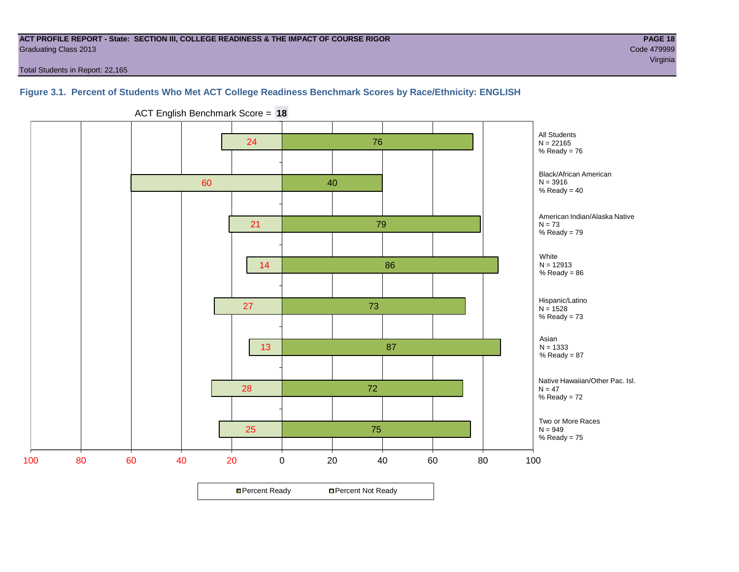ACT PROFILE REPORT - State: SECTION III, COLLEGE READINESS & THE IMPACT OF COURSE RIGOR
Graduating Class 2013

Code 479999
Virginia

Total Students in Report: 22,165

### Figure 3.1. Percent of Students Who Met ACT College Readiness Benchmark Scores by Race/Ethnicity: ENGLISH

ACT English Benchmark Score = **18**

| Group | N | Percent Not Ready | Percent Ready |
|---|---|---|---|
| All Students | 22165 | 24 | 76 |
| Black/African American | 3916 | 60 | 40 |
| American Indian/Alaska Native | 73 | 21 | 79 |
| White | 12913 | 14 | 86 |
| Hispanic/Latino | 1528 | 27 | 73 |
| Asian | 1333 | 13 | 87 |
| Native Hawaiian/Other Pac. Isl. | 47 | 28 | 72 |
| Two or More Races | 949 | 25 | 75 |

■ Percent Ready □ Percent Not Ready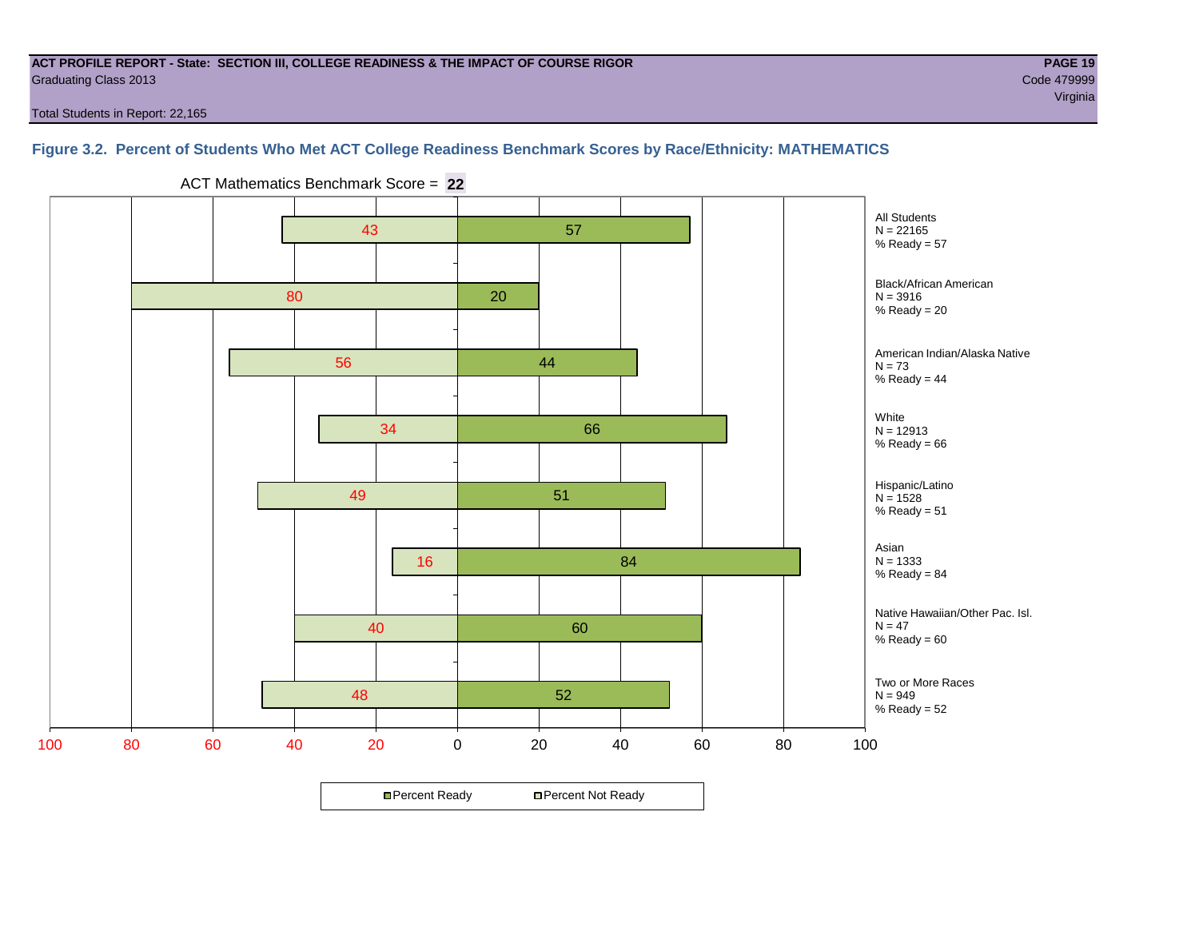**ACT PROFILE REPORT - State: SECTION III, COLLEGE READINESS & THE IMPACT OF COURSE RIGOR**
Graduating Class 2013

Code 479999
Virginia

Total Students in Report: 22,165

### Figure 3.2. Percent of Students Who Met ACT College Readiness Benchmark Scores by Race/Ethnicity: MATHEMATICS

ACT Mathematics Benchmark Score = **22**

| Group | N | Percent Not Ready | Percent Ready |
|---|---|---|---|
| All Students | 22165 | 43 | 57 |
| Black/African American | 3916 | 80 | 20 |
| American Indian/Alaska Native | 73 | 56 | 44 |
| White | 12913 | 34 | 66 |
| Hispanic/Latino | 1528 | 49 | 51 |
| Asian | 1333 | 16 | 84 |
| Native Hawaiian/Other Pac. Isl. | 47 | 40 | 60 |
| Two or More Races | 949 | 48 | 52 |

Legend: Percent Ready; Percent Not Ready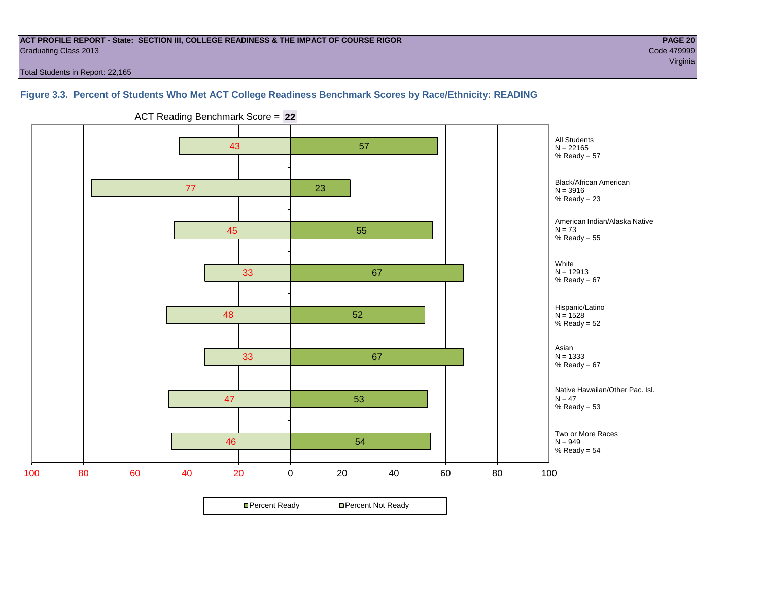**ACT PROFILE REPORT - State: SECTION III, COLLEGE READINESS & THE IMPACT OF COURSE RIGOR**
Graduating Class 2013
Code 479999
Virginia

Total Students in Report: 22,165

### Figure 3.3. Percent of Students Who Met ACT College Readiness Benchmark Scores by Race/Ethnicity: READING

ACT Reading Benchmark Score = **22**

| Group | N | Percent Not Ready | Percent Ready |
|---|---|---|---|
| All Students | 22165 | 43 | 57 |
| Black/African American | 3916 | 77 | 23 |
| American Indian/Alaska Native | 73 | 45 | 55 |
| White | 12913 | 33 | 67 |
| Hispanic/Latino | 1528 | 48 | 52 |
| Asian | 1333 | 33 | 67 |
| Native Hawaiian/Other Pac. Isl. | 47 | 47 | 53 |
| Two or More Races | 949 | 46 | 54 |

Percent Ready / Percent Not Ready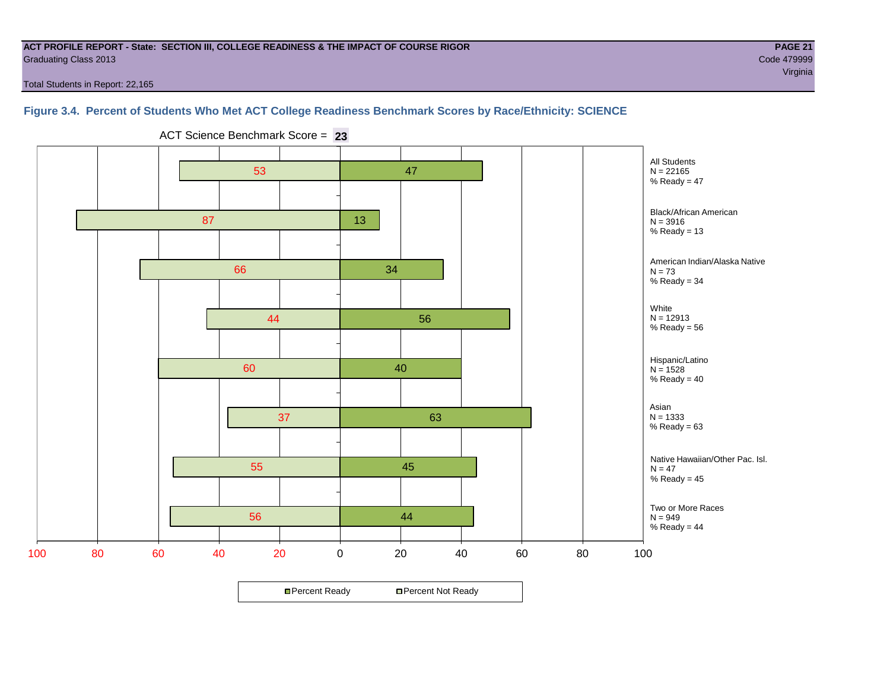**ACT PROFILE REPORT - State: SECTION III, COLLEGE READINESS & THE IMPACT OF COURSE RIGOR**
Graduating Class 2013
Code 479999
Virginia

Total Students in Report: 22,165

### Figure 3.4. Percent of Students Who Met ACT College Readiness Benchmark Scores by Race/Ethnicity: SCIENCE

ACT Science Benchmark Score = **23**

| Group | N | Percent Not Ready | Percent Ready | % Ready |
|---|---|---|---|---|
| All Students | 22165 | 53 | 47 | 47 |
| Black/African American | 3916 | 87 | 13 | 13 |
| American Indian/Alaska Native | 73 | 66 | 34 | 34 |
| White | 12913 | 44 | 56 | 56 |
| Hispanic/Latino | 1528 | 60 | 40 | 40 |
| Asian | 1333 | 37 | 63 | 63 |
| Native Hawaiian/Other Pac. Isl. | 47 | 55 | 45 | 45 |
| Two or More Races | 949 | 56 | 44 | 44 |

Percent Ready / Percent Not Ready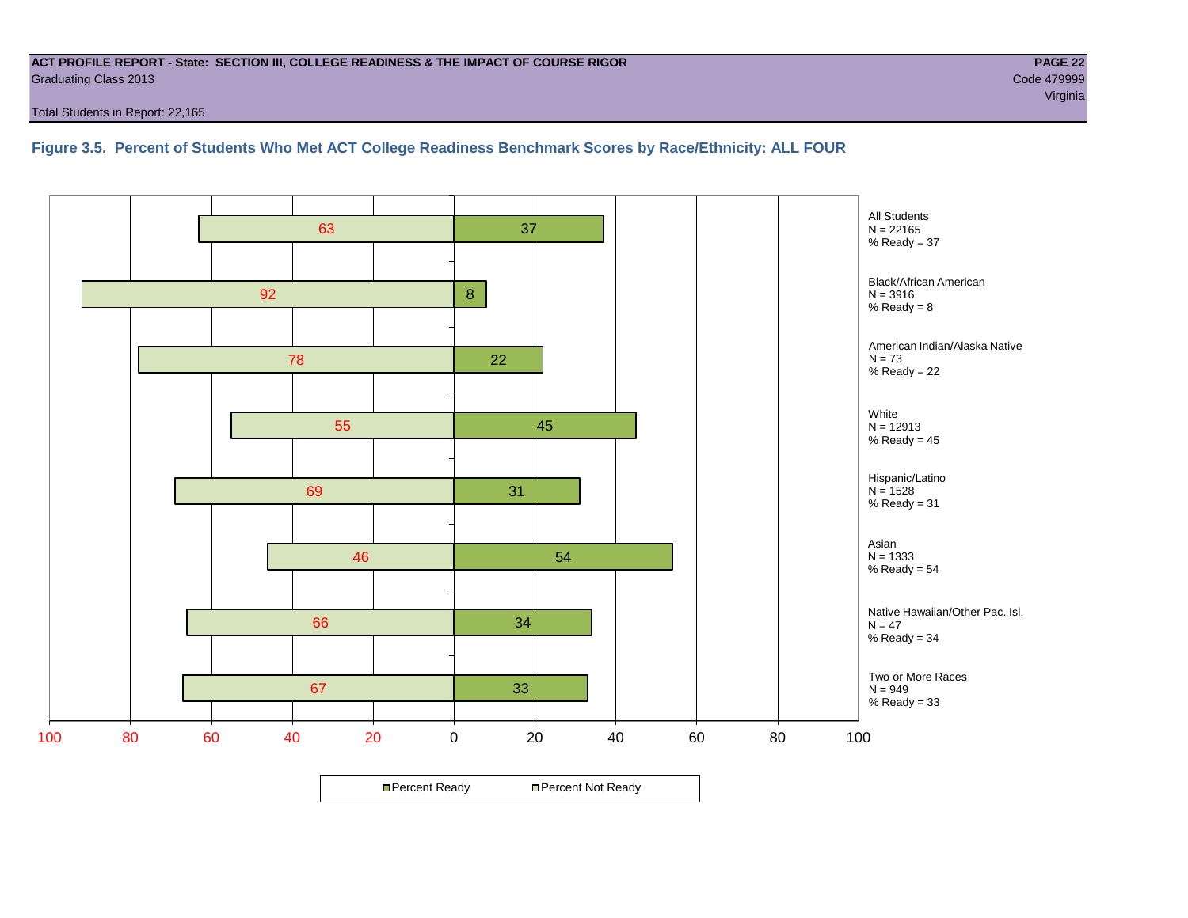**ACT PROFILE REPORT - State: SECTION III, COLLEGE READINESS & THE IMPACT OF COURSE RIGOR**
Graduating Class 2013
Code 479999
Virginia

Total Students in Report: 22,165

### Figure 3.5. Percent of Students Who Met ACT College Readiness Benchmark Scores by Race/Ethnicity: ALL FOUR

| Group | N | Percent Not Ready | Percent Ready |
|---|---|---|---|
| All Students | 22165 | 63 | 37 |
| Black/African American | 3916 | 92 | 8 |
| American Indian/Alaska Native | 73 | 78 | 22 |
| White | 12913 | 55 | 45 |
| Hispanic/Latino | 1528 | 69 | 31 |
| Asian | 1333 | 46 | 54 |
| Native Hawaiian/Other Pac. Isl. | 47 | 66 | 34 |
| Two or More Races | 949 | 67 | 33 |

Percent Ready / Percent Not Ready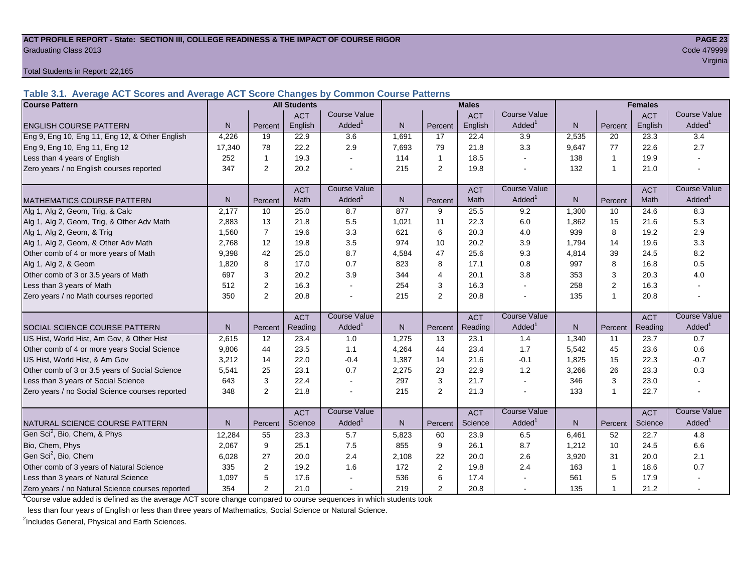**ACT PROFILE REPORT - State: SECTION III, COLLEGE READINESS & THE IMPACT OF COURSE RIGOR**

Graduating Class 2013

Code 479999

Virginia

Total Students in Report: 22,165

### Table 3.1. Average ACT Scores and Average ACT Score Changes by Common Course Patterns

| Course Pattern | All Students | | | | Males | | | | Females | | | |
|---|---|---|---|---|---|---|---|---|---|---|---|---|
| ENGLISH COURSE PATTERN | N | Percent | ACT English | Course Value Added[1] | N | Percent | ACT English | Course Value Added[1] | N | Percent | ACT English | Course Value Added[1] |
| Eng 9, Eng 10, Eng 11, Eng 12, & Other English | 4,226 | 19 | 22.9 | 3.6 | 1,691 | 17 | 22.4 | 3.9 | 2,535 | 20 | 23.3 | 3.4 |
| Eng 9, Eng 10, Eng 11, Eng 12 | 17,340 | 78 | 22.2 | 2.9 | 7,693 | 79 | 21.8 | 3.3 | 9,647 | 77 | 22.6 | 2.7 |
| Less than 4 years of English | 252 | 1 | 19.3 | - | 114 | 1 | 18.5 | - | 138 | 1 | 19.9 | - |
| Zero years / no English courses reported | 347 | 2 | 20.2 | - | 215 | 2 | 19.8 | - | 132 | 1 | 21.0 | - |
| MATHEMATICS COURSE PATTERN | N | Percent | ACT Math | Course Value Added[1] | N | Percent | ACT Math | Course Value Added[1] | N | Percent | ACT Math | Course Value Added[1] |
| Alg 1, Alg 2, Geom, Trig, & Calc | 2,177 | 10 | 25.0 | 8.7 | 877 | 9 | 25.5 | 9.2 | 1,300 | 10 | 24.6 | 8.3 |
| Alg 1, Alg 2, Geom, Trig, & Other Adv Math | 2,883 | 13 | 21.8 | 5.5 | 1,021 | 11 | 22.3 | 6.0 | 1,862 | 15 | 21.6 | 5.3 |
| Alg 1, Alg 2, Geom, & Trig | 1,560 | 7 | 19.6 | 3.3 | 621 | 6 | 20.3 | 4.0 | 939 | 8 | 19.2 | 2.9 |
| Alg 1, Alg 2, Geom, & Other Adv Math | 2,768 | 12 | 19.8 | 3.5 | 974 | 10 | 20.2 | 3.9 | 1,794 | 14 | 19.6 | 3.3 |
| Other comb of 4 or more years of Math | 9,398 | 42 | 25.0 | 8.7 | 4,584 | 47 | 25.6 | 9.3 | 4,814 | 39 | 24.5 | 8.2 |
| Alg 1, Alg 2, & Geom | 1,820 | 8 | 17.0 | 0.7 | 823 | 8 | 17.1 | 0.8 | 997 | 8 | 16.8 | 0.5 |
| Other comb of 3 or 3.5 years of Math | 697 | 3 | 20.2 | 3.9 | 344 | 4 | 20.1 | 3.8 | 353 | 3 | 20.3 | 4.0 |
| Less than 3 years of Math | 512 | 2 | 16.3 | - | 254 | 3 | 16.3 | - | 258 | 2 | 16.3 | - |
| Zero years / no Math courses reported | 350 | 2 | 20.8 | - | 215 | 2 | 20.8 | - | 135 | 1 | 20.8 | - |
| SOCIAL SCIENCE COURSE PATTERN | N | Percent | ACT Reading | Course Value Added[1] | N | Percent | ACT Reading | Course Value Added[1] | N | Percent | ACT Reading | Course Value Added[1] |
| US Hist, World Hist, Am Gov, & Other Hist | 2,615 | 12 | 23.4 | 1.0 | 1,275 | 13 | 23.1 | 1.4 | 1,340 | 11 | 23.7 | 0.7 |
| Other comb of 4 or more years Social Science | 9,806 | 44 | 23.5 | 1.1 | 4,264 | 44 | 23.4 | 1.7 | 5,542 | 45 | 23.6 | 0.6 |
| US Hist, World Hist, & Am Gov | 3,212 | 14 | 22.0 | -0.4 | 1,387 | 14 | 21.6 | -0.1 | 1,825 | 15 | 22.3 | -0.7 |
| Other comb of 3 or 3.5 years of Social Science | 5,541 | 25 | 23.1 | 0.7 | 2,275 | 23 | 22.9 | 1.2 | 3,266 | 26 | 23.3 | 0.3 |
| Less than 3 years of Social Science | 643 | 3 | 22.4 | - | 297 | 3 | 21.7 | - | 346 | 3 | 23.0 | - |
| Zero years / no Social Science courses reported | 348 | 2 | 21.8 | - | 215 | 2 | 21.3 | - | 133 | 1 | 22.7 | - |
| NATURAL SCIENCE COURSE PATTERN | N | Percent | ACT Science | Course Value Added[1] | N | Percent | ACT Science | Course Value Added[1] | N | Percent | ACT Science | Course Value Added[1] |
| Gen Sci[2], Bio, Chem, & Phys | 12,284 | 55 | 23.3 | 5.7 | 5,823 | 60 | 23.9 | 6.5 | 6,461 | 52 | 22.7 | 4.8 |
| Bio, Chem, Phys | 2,067 | 9 | 25.1 | 7.5 | 855 | 9 | 26.1 | 8.7 | 1,212 | 10 | 24.5 | 6.6 |
| Gen Sci[2], Bio, Chem | 6,028 | 27 | 20.0 | 2.4 | 2,108 | 22 | 20.0 | 2.6 | 3,920 | 31 | 20.0 | 2.1 |
| Other comb of 3 years of Natural Science | 335 | 2 | 19.2 | 1.6 | 172 | 2 | 19.8 | 2.4 | 163 | 1 | 18.6 | 0.7 |
| Less than 3 years of Natural Science | 1,097 | 5 | 17.6 | - | 536 | 6 | 17.4 | - | 561 | 5 | 17.9 | - |
| Zero years / no Natural Science courses reported | 354 | 2 | 21.0 | - | 219 | 2 | 20.8 | - | 135 | 1 | 21.2 | - |

[1] Course value added is defined as the average ACT score change compared to course sequences in which students took less than four years of English or less than three years of Mathematics, Social Science or Natural Science.

[2] Includes General, Physical and Earth Sciences.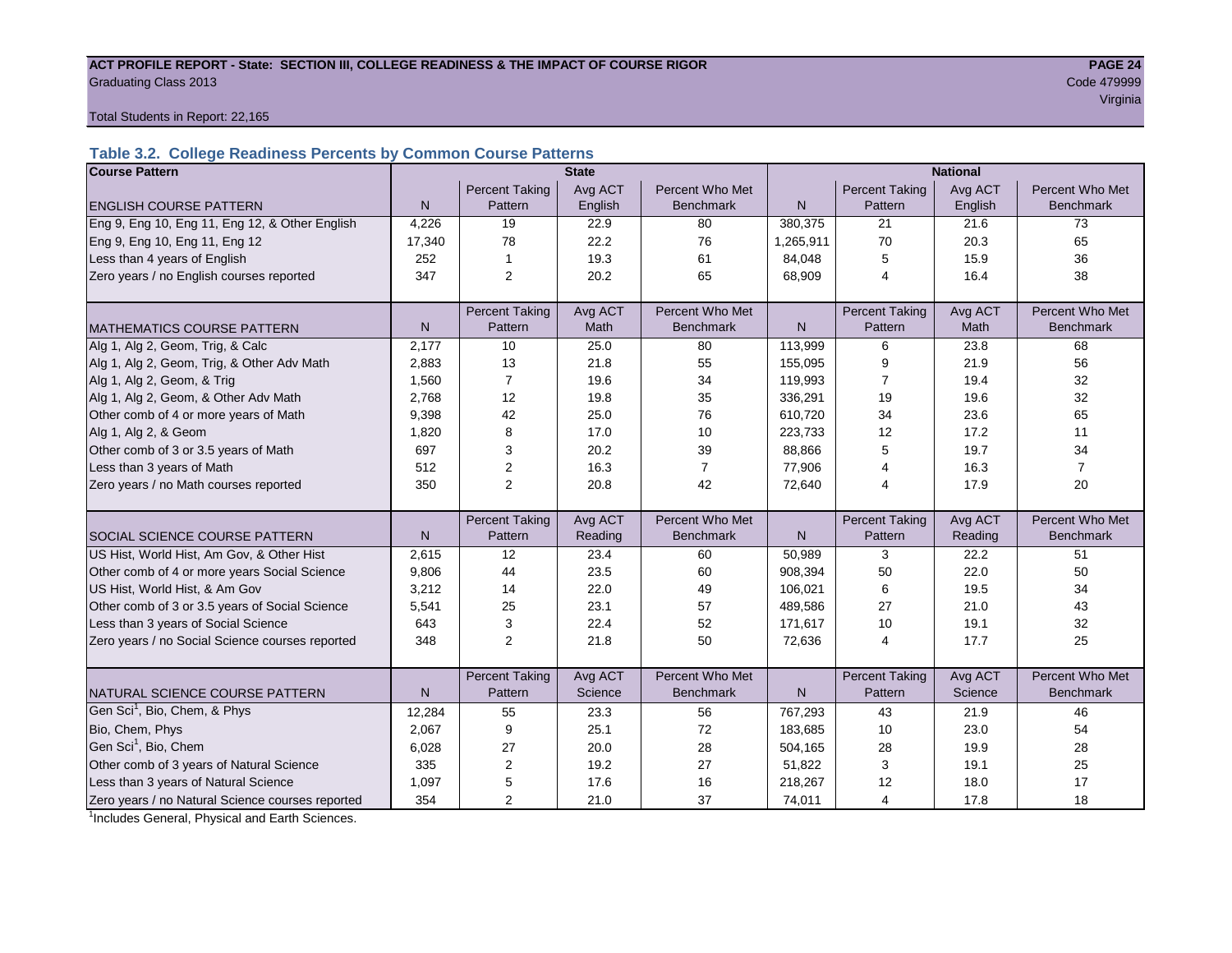**ACT PROFILE REPORT - State: SECTION III, COLLEGE READINESS & THE IMPACT OF COURSE RIGOR**
Graduating Class 2013
Code 479999
Virginia

Total Students in Report: 22,165

### Table 3.2. College Readiness Percents by Common Course Patterns

| Course Pattern | State | | | | National | | | |
|---|---|---|---|---|---|---|---|---|
| ENGLISH COURSE PATTERN | N | Percent Taking Pattern | Avg ACT English | Percent Who Met Benchmark | N | Percent Taking Pattern | Avg ACT English | Percent Who Met Benchmark |
| Eng 9, Eng 10, Eng 11, Eng 12, & Other English | 4,226 | 19 | 22.9 | 80 | 380,375 | 21 | 21.6 | 73 |
| Eng 9, Eng 10, Eng 11, Eng 12 | 17,340 | 78 | 22.2 | 76 | 1,265,911 | 70 | 20.3 | 65 |
| Less than 4 years of English | 252 | 1 | 19.3 | 61 | 84,048 | 5 | 15.9 | 36 |
| Zero years / no English courses reported | 347 | 2 | 20.2 | 65 | 68,909 | 4 | 16.4 | 38 |
| MATHEMATICS COURSE PATTERN | N | Percent Taking Pattern | Avg ACT Math | Percent Who Met Benchmark | N | Percent Taking Pattern | Avg ACT Math | Percent Who Met Benchmark |
| Alg 1, Alg 2, Geom, Trig, & Calc | 2,177 | 10 | 25.0 | 80 | 113,999 | 6 | 23.8 | 68 |
| Alg 1, Alg 2, Geom, Trig, & Other Adv Math | 2,883 | 13 | 21.8 | 55 | 155,095 | 9 | 21.9 | 56 |
| Alg 1, Alg 2, Geom, & Trig | 1,560 | 7 | 19.6 | 34 | 119,993 | 7 | 19.4 | 32 |
| Alg 1, Alg 2, Geom, & Other Adv Math | 2,768 | 12 | 19.8 | 35 | 336,291 | 19 | 19.6 | 32 |
| Other comb of 4 or more years of Math | 9,398 | 42 | 25.0 | 76 | 610,720 | 34 | 23.6 | 65 |
| Alg 1, Alg 2, & Geom | 1,820 | 8 | 17.0 | 10 | 223,733 | 12 | 17.2 | 11 |
| Other comb of 3 or 3.5 years of Math | 697 | 3 | 20.2 | 39 | 88,866 | 5 | 19.7 | 34 |
| Less than 3 years of Math | 512 | 2 | 16.3 | 7 | 77,906 | 4 | 16.3 | 7 |
| Zero years / no Math courses reported | 350 | 2 | 20.8 | 42 | 72,640 | 4 | 17.9 | 20 |
| SOCIAL SCIENCE COURSE PATTERN | N | Percent Taking Pattern | Avg ACT Reading | Percent Who Met Benchmark | N | Percent Taking Pattern | Avg ACT Reading | Percent Who Met Benchmark |
| US Hist, World Hist, Am Gov, & Other Hist | 2,615 | 12 | 23.4 | 60 | 50,989 | 3 | 22.2 | 51 |
| Other comb of 4 or more years Social Science | 9,806 | 44 | 23.5 | 60 | 908,394 | 50 | 22.0 | 50 |
| US Hist, World Hist, & Am Gov | 3,212 | 14 | 22.0 | 49 | 106,021 | 6 | 19.5 | 34 |
| Other comb of 3 or 3.5 years of Social Science | 5,541 | 25 | 23.1 | 57 | 489,586 | 27 | 21.0 | 43 |
| Less than 3 years of Social Science | 643 | 3 | 22.4 | 52 | 171,617 | 10 | 19.1 | 32 |
| Zero years / no Social Science courses reported | 348 | 2 | 21.8 | 50 | 72,636 | 4 | 17.7 | 25 |
| NATURAL SCIENCE COURSE PATTERN | N | Percent Taking Pattern | Avg ACT Science | Percent Who Met Benchmark | N | Percent Taking Pattern | Avg ACT Science | Percent Who Met Benchmark |
| Gen Sci[1], Bio, Chem, & Phys | 12,284 | 55 | 23.3 | 56 | 767,293 | 43 | 21.9 | 46 |
| Bio, Chem, Phys | 2,067 | 9 | 25.1 | 72 | 183,685 | 10 | 23.0 | 54 |
| Gen Sci[1], Bio, Chem | 6,028 | 27 | 20.0 | 28 | 504,165 | 28 | 19.9 | 28 |
| Other comb of 3 years of Natural Science | 335 | 2 | 19.2 | 27 | 51,822 | 3 | 19.1 | 25 |
| Less than 3 years of Natural Science | 1,097 | 5 | 17.6 | 16 | 218,267 | 12 | 18.0 | 17 |
| Zero years / no Natural Science courses reported | 354 | 2 | 21.0 | 37 | 74,011 | 4 | 17.8 | 18 |

[1]Includes General, Physical and Earth Sciences.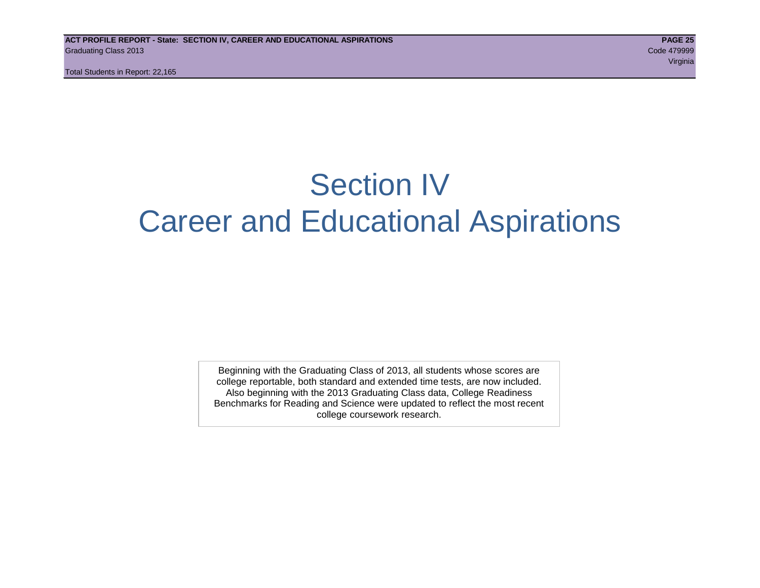# Section IV
# Career and Educational Aspirations

Beginning with the Graduating Class of 2013, all students whose scores are college reportable, both standard and extended time tests, are now included. Also beginning with the 2013 Graduating Class data, College Readiness Benchmarks for Reading and Science were updated to reflect the most recent college coursework research.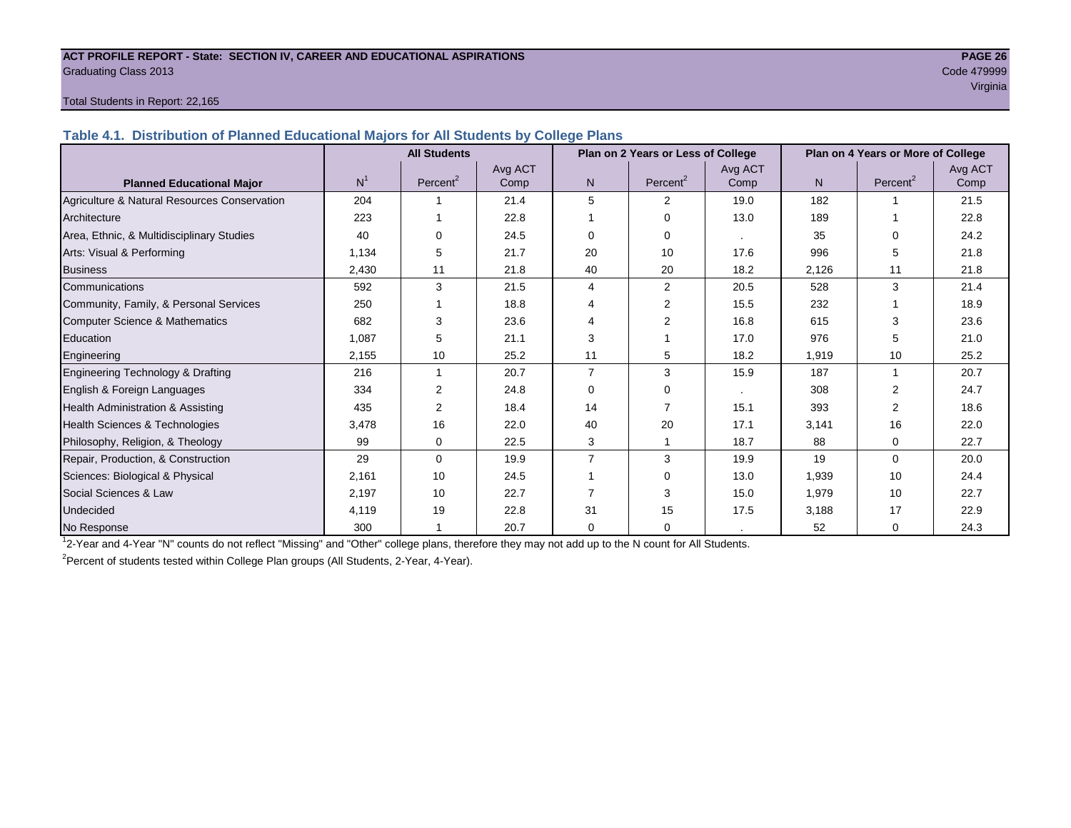ACT PROFILE REPORT - State: SECTION IV, CAREER AND EDUCATIONAL ASPIRATIONS

Graduating Class 2013

Code 479999

Virginia

Total Students in Report: 22,165

### Table 4.1. Distribution of Planned Educational Majors for All Students by College Plans

| Planned Educational Major | All Students | | | Plan on 2 Years or Less of College | | | Plan on 4 Years or More of College | | |
|---|---|---|---|---|---|---|---|---|---|
| | N[1] | Percent[2] | Avg ACT Comp | N | Percent[2] | Avg ACT Comp | N | Percent[2] | Avg ACT Comp |
| Agriculture & Natural Resources Conservation | 204 | 1 | 21.4 | 5 | 2 | 19.0 | 182 | 1 | 21.5 |
| Architecture | 223 | 1 | 22.8 | 1 | 0 | 13.0 | 189 | 1 | 22.8 |
| Area, Ethnic, & Multidisciplinary Studies | 40 | 0 | 24.5 | 0 | 0 | . | 35 | 0 | 24.2 |
| Arts: Visual & Performing | 1,134 | 5 | 21.7 | 20 | 10 | 17.6 | 996 | 5 | 21.8 |
| Business | 2,430 | 11 | 21.8 | 40 | 20 | 18.2 | 2,126 | 11 | 21.8 |
| Communications | 592 | 3 | 21.5 | 4 | 2 | 20.5 | 528 | 3 | 21.4 |
| Community, Family, & Personal Services | 250 | 1 | 18.8 | 4 | 2 | 15.5 | 232 | 1 | 18.9 |
| Computer Science & Mathematics | 682 | 3 | 23.6 | 4 | 2 | 16.8 | 615 | 3 | 23.6 |
| Education | 1,087 | 5 | 21.1 | 3 | 1 | 17.0 | 976 | 5 | 21.0 |
| Engineering | 2,155 | 10 | 25.2 | 11 | 5 | 18.2 | 1,919 | 10 | 25.2 |
| Engineering Technology & Drafting | 216 | 1 | 20.7 | 7 | 3 | 15.9 | 187 | 1 | 20.7 |
| English & Foreign Languages | 334 | 2 | 24.8 | 0 | 0 | . | 308 | 2 | 24.7 |
| Health Administration & Assisting | 435 | 2 | 18.4 | 14 | 7 | 15.1 | 393 | 2 | 18.6 |
| Health Sciences & Technologies | 3,478 | 16 | 22.0 | 40 | 20 | 17.1 | 3,141 | 16 | 22.0 |
| Philosophy, Religion, & Theology | 99 | 0 | 22.5 | 3 | 1 | 18.7 | 88 | 0 | 22.7 |
| Repair, Production, & Construction | 29 | 0 | 19.9 | 7 | 3 | 19.9 | 19 | 0 | 20.0 |
| Sciences: Biological & Physical | 2,161 | 10 | 24.5 | 1 | 0 | 13.0 | 1,939 | 10 | 24.4 |
| Social Sciences & Law | 2,197 | 10 | 22.7 | 7 | 3 | 15.0 | 1,979 | 10 | 22.7 |
| Undecided | 4,119 | 19 | 22.8 | 31 | 15 | 17.5 | 3,188 | 17 | 22.9 |
| No Response | 300 | 1 | 20.7 | 0 | 0 | . | 52 | 0 | 24.3 |

[1]2-Year and 4-Year "N" counts do not reflect "Missing" and "Other" college plans, therefore they may not add up to the N count for All Students.

[2]Percent of students tested within College Plan groups (All Students, 2-Year, 4-Year).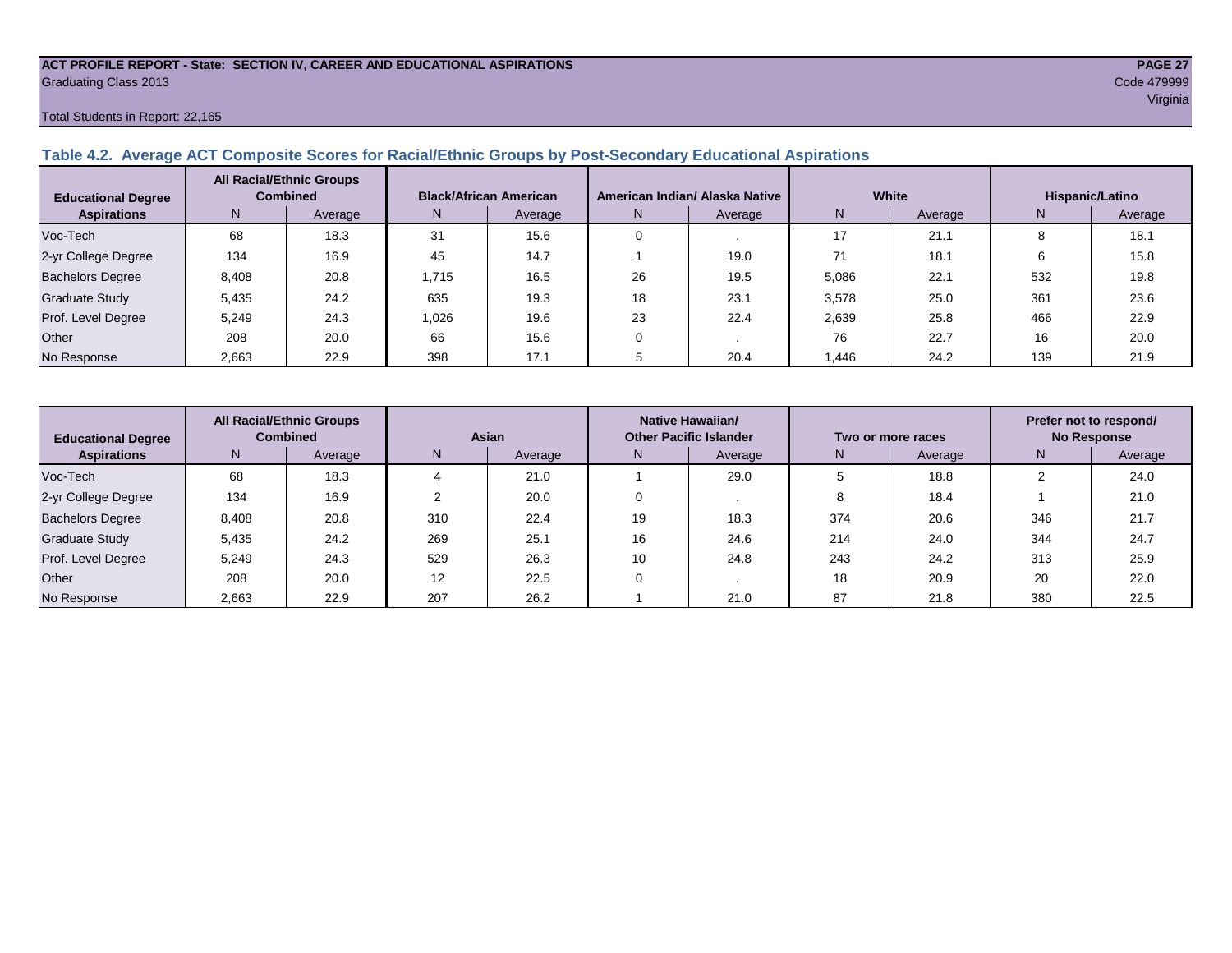ACT PROFILE REPORT - State: SECTION IV, CAREER AND EDUCATIONAL ASPIRATIONS

Graduating Class 2013

Code 479999

Virginia

Total Students in Report: 22,165

## Table 4.2. Average ACT Composite Scores for Racial/Ethnic Groups by Post-Secondary Educational Aspirations

| Educational Degree Aspirations | All Racial/Ethnic Groups Combined | | Black/African American | | American Indian/ Alaska Native | | White | | Hispanic/Latino | |
|---|---|---|---|---|---|---|---|---|---|---|
| | N | Average | N | Average | N | Average | N | Average | N | Average |
| Voc-Tech | 68 | 18.3 | 31 | 15.6 | 0 | . | 17 | 21.1 | 8 | 18.1 |
| 2-yr College Degree | 134 | 16.9 | 45 | 14.7 | 1 | 19.0 | 71 | 18.1 | 6 | 15.8 |
| Bachelors Degree | 8,408 | 20.8 | 1,715 | 16.5 | 26 | 19.5 | 5,086 | 22.1 | 532 | 19.8 |
| Graduate Study | 5,435 | 24.2 | 635 | 19.3 | 18 | 23.1 | 3,578 | 25.0 | 361 | 23.6 |
| Prof. Level Degree | 5,249 | 24.3 | 1,026 | 19.6 | 23 | 22.4 | 2,639 | 25.8 | 466 | 22.9 |
| Other | 208 | 20.0 | 66 | 15.6 | 0 | . | 76 | 22.7 | 16 | 20.0 |
| No Response | 2,663 | 22.9 | 398 | 17.1 | 5 | 20.4 | 1,446 | 24.2 | 139 | 21.9 |

| Educational Degree Aspirations | All Racial/Ethnic Groups Combined | | Asian | | Native Hawaiian/ Other Pacific Islander | | Two or more races | | Prefer not to respond/ No Response | |
|---|---|---|---|---|---|---|---|---|---|---|
| | N | Average | N | Average | N | Average | N | Average | N | Average |
| Voc-Tech | 68 | 18.3 | 4 | 21.0 | 1 | 29.0 | 5 | 18.8 | 2 | 24.0 |
| 2-yr College Degree | 134 | 16.9 | 2 | 20.0 | 0 | . | 8 | 18.4 | 1 | 21.0 |
| Bachelors Degree | 8,408 | 20.8 | 310 | 22.4 | 19 | 18.3 | 374 | 20.6 | 346 | 21.7 |
| Graduate Study | 5,435 | 24.2 | 269 | 25.1 | 16 | 24.6 | 214 | 24.0 | 344 | 24.7 |
| Prof. Level Degree | 5,249 | 24.3 | 529 | 26.3 | 10 | 24.8 | 243 | 24.2 | 313 | 25.9 |
| Other | 208 | 20.0 | 12 | 22.5 | 0 | . | 18 | 20.9 | 20 | 22.0 |
| No Response | 2,663 | 22.9 | 207 | 26.2 | 1 | 21.0 | 87 | 21.8 | 380 | 22.5 |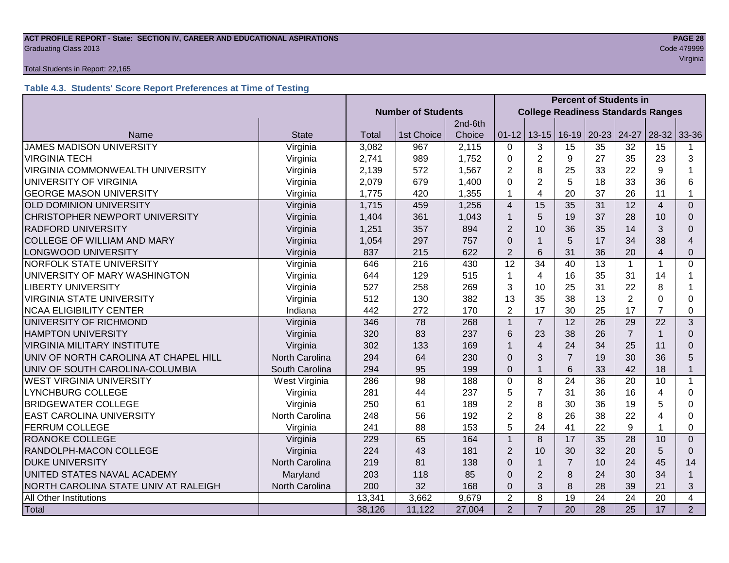Total Students in Report: 22,165

### Table 4.3. Students' Score Report Preferences at Time of Testing

| | | Number of Students | | | Percent of Students in College Readiness Standards Ranges | | | | | | |
|---|---|---|---|---|---|---|---|---|---|---|---|
| Name | State | Total | 1st Choice | 2nd-6th Choice | 01-12 | 13-15 | 16-19 | 20-23 | 24-27 | 28-32 | 33-36 |
| JAMES MADISON UNIVERSITY | Virginia | 3,082 | 967 | 2,115 | 0 | 3 | 15 | 35 | 32 | 15 | 1 |
| VIRGINIA TECH | Virginia | 2,741 | 989 | 1,752 | 0 | 2 | 9 | 27 | 35 | 23 | 3 |
| VIRGINIA COMMONWEALTH UNIVERSITY | Virginia | 2,139 | 572 | 1,567 | 2 | 8 | 25 | 33 | 22 | 9 | 1 |
| UNIVERSITY OF VIRGINIA | Virginia | 2,079 | 679 | 1,400 | 0 | 2 | 5 | 18 | 33 | 36 | 6 |
| GEORGE MASON UNIVERSITY | Virginia | 1,775 | 420 | 1,355 | 1 | 4 | 20 | 37 | 26 | 11 | 1 |
| OLD DOMINION UNIVERSITY | Virginia | 1,715 | 459 | 1,256 | 4 | 15 | 35 | 31 | 12 | 4 | 0 |
| CHRISTOPHER NEWPORT UNIVERSITY | Virginia | 1,404 | 361 | 1,043 | 1 | 5 | 19 | 37 | 28 | 10 | 0 |
| RADFORD UNIVERSITY | Virginia | 1,251 | 357 | 894 | 2 | 10 | 36 | 35 | 14 | 3 | 0 |
| COLLEGE OF WILLIAM AND MARY | Virginia | 1,054 | 297 | 757 | 0 | 1 | 5 | 17 | 34 | 38 | 4 |
| LONGWOOD UNIVERSITY | Virginia | 837 | 215 | 622 | 2 | 6 | 31 | 36 | 20 | 4 | 0 |
| NORFOLK STATE UNIVERSITY | Virginia | 646 | 216 | 430 | 12 | 34 | 40 | 13 | 1 | 1 | 0 |
| UNIVERSITY OF MARY WASHINGTON | Virginia | 644 | 129 | 515 | 1 | 4 | 16 | 35 | 31 | 14 | 1 |
| LIBERTY UNIVERSITY | Virginia | 527 | 258 | 269 | 3 | 10 | 25 | 31 | 22 | 8 | 1 |
| VIRGINIA STATE UNIVERSITY | Virginia | 512 | 130 | 382 | 13 | 35 | 38 | 13 | 2 | 0 | 0 |
| NCAA ELIGIBILITY CENTER | Indiana | 442 | 272 | 170 | 2 | 17 | 30 | 25 | 17 | 7 | 0 |
| UNIVERSITY OF RICHMOND | Virginia | 346 | 78 | 268 | 1 | 7 | 12 | 26 | 29 | 22 | 3 |
| HAMPTON UNIVERSITY | Virginia | 320 | 83 | 237 | 6 | 23 | 38 | 26 | 7 | 1 | 0 |
| VIRGINIA MILITARY INSTITUTE | Virginia | 302 | 133 | 169 | 1 | 4 | 24 | 34 | 25 | 11 | 0 |
| UNIV OF NORTH CAROLINA AT CHAPEL HILL | North Carolina | 294 | 64 | 230 | 0 | 3 | 7 | 19 | 30 | 36 | 5 |
| UNIV OF SOUTH CAROLINA-COLUMBIA | South Carolina | 294 | 95 | 199 | 0 | 1 | 6 | 33 | 42 | 18 | 1 |
| WEST VIRGINIA UNIVERSITY | West Virginia | 286 | 98 | 188 | 0 | 8 | 24 | 36 | 20 | 10 | 1 |
| LYNCHBURG COLLEGE | Virginia | 281 | 44 | 237 | 5 | 7 | 31 | 36 | 16 | 4 | 0 |
| BRIDGEWATER COLLEGE | Virginia | 250 | 61 | 189 | 2 | 8 | 30 | 36 | 19 | 5 | 0 |
| EAST CAROLINA UNIVERSITY | North Carolina | 248 | 56 | 192 | 2 | 8 | 26 | 38 | 22 | 4 | 0 |
| FERRUM COLLEGE | Virginia | 241 | 88 | 153 | 5 | 24 | 41 | 22 | 9 | 1 | 0 |
| ROANOKE COLLEGE | Virginia | 229 | 65 | 164 | 1 | 8 | 17 | 35 | 28 | 10 | 0 |
| RANDOLPH-MACON COLLEGE | Virginia | 224 | 43 | 181 | 2 | 10 | 30 | 32 | 20 | 5 | 0 |
| DUKE UNIVERSITY | North Carolina | 219 | 81 | 138 | 0 | 1 | 7 | 10 | 24 | 45 | 14 |
| UNITED STATES NAVAL ACADEMY | Maryland | 203 | 118 | 85 | 0 | 2 | 8 | 24 | 30 | 34 | 1 |
| NORTH CAROLINA STATE UNIV AT RALEIGH | North Carolina | 200 | 32 | 168 | 0 | 3 | 8 | 28 | 39 | 21 | 3 |
| All Other Institutions | | 13,341 | 3,662 | 9,679 | 2 | 8 | 19 | 24 | 24 | 20 | 4 |
| Total | | 38,126 | 11,122 | 27,004 | 2 | 7 | 20 | 28 | 25 | 17 | 2 |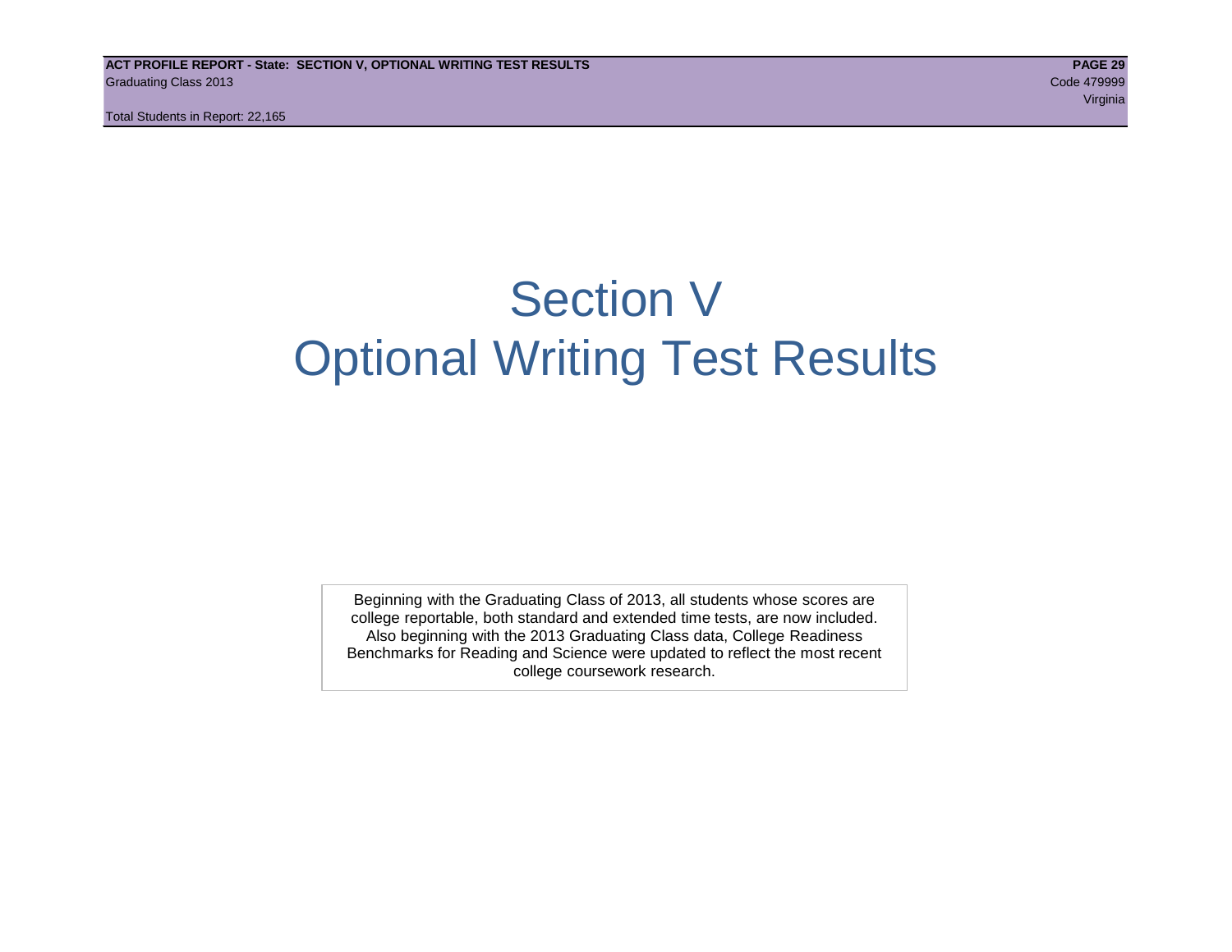# Section V
# Optional Writing Test Results

Beginning with the Graduating Class of 2013, all students whose scores are college reportable, both standard and extended time tests, are now included. Also beginning with the 2013 Graduating Class data, College Readiness Benchmarks for Reading and Science were updated to reflect the most recent college coursework research.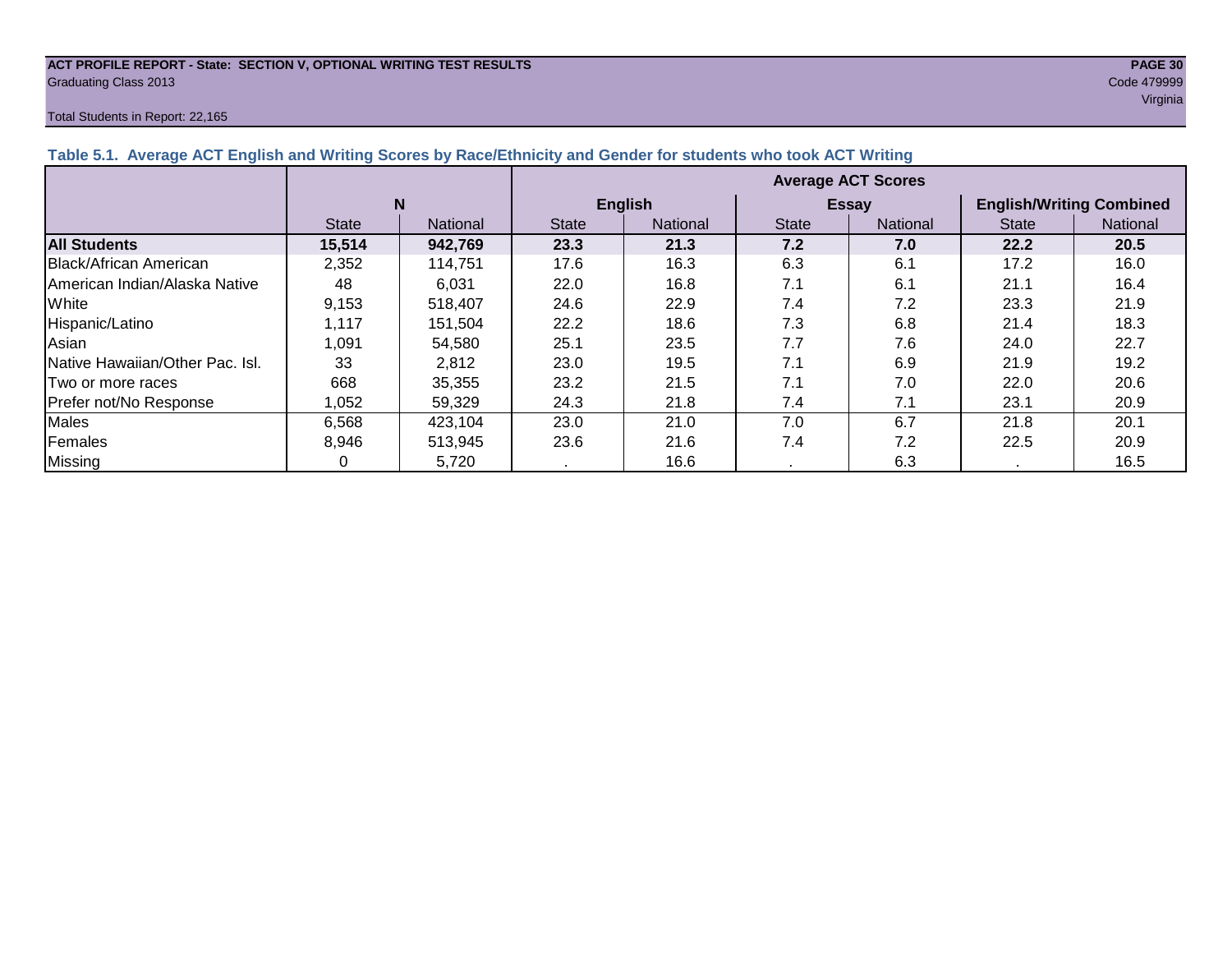**ACT PROFILE REPORT - State: SECTION V, OPTIONAL WRITING TEST RESULTS**
Graduating Class 2013

Code 479999
Virginia

Total Students in Report: 22,165

### Table 5.1. Average ACT English and Writing Scores by Race/Ethnicity and Gender for students who took ACT Writing

| | N | | Average ACT Scores | | | | | |
|---|---|---|---|---|---|---|---|---|
| | | | English | | Essay | | English/Writing Combined | |
| | State | National | State | National | State | National | State | National |
| **All Students** | **15,514** | **942,769** | **23.3** | **21.3** | **7.2** | **7.0** | **22.2** | **20.5** |
| Black/African American | 2,352 | 114,751 | 17.6 | 16.3 | 6.3 | 6.1 | 17.2 | 16.0 |
| American Indian/Alaska Native | 48 | 6,031 | 22.0 | 16.8 | 7.1 | 6.1 | 21.1 | 16.4 |
| White | 9,153 | 518,407 | 24.6 | 22.9 | 7.4 | 7.2 | 23.3 | 21.9 |
| Hispanic/Latino | 1,117 | 151,504 | 22.2 | 18.6 | 7.3 | 6.8 | 21.4 | 18.3 |
| Asian | 1,091 | 54,580 | 25.1 | 23.5 | 7.7 | 7.6 | 24.0 | 22.7 |
| Native Hawaiian/Other Pac. Isl. | 33 | 2,812 | 23.0 | 19.5 | 7.1 | 6.9 | 21.9 | 19.2 |
| Two or more races | 668 | 35,355 | 23.2 | 21.5 | 7.1 | 7.0 | 22.0 | 20.6 |
| Prefer not/No Response | 1,052 | 59,329 | 24.3 | 21.8 | 7.4 | 7.1 | 23.1 | 20.9 |
| Males | 6,568 | 423,104 | 23.0 | 21.0 | 7.0 | 6.7 | 21.8 | 20.1 |
| Females | 8,946 | 513,945 | 23.6 | 21.6 | 7.4 | 7.2 | 22.5 | 20.9 |
| Missing | 0 | 5,720 | . | 16.6 | . | 6.3 | . | 16.5 |